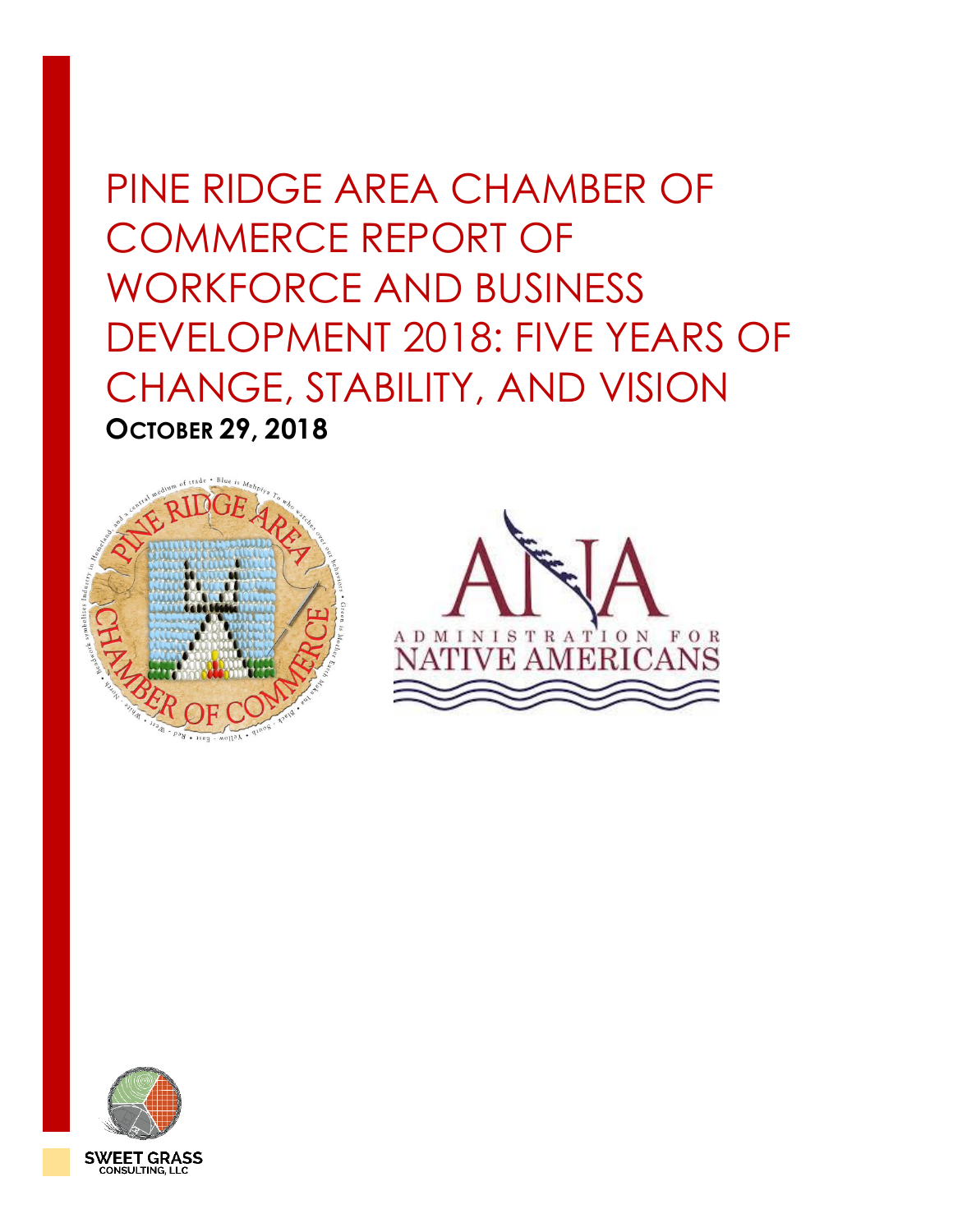# PINE RIDGE AREA CHAMBER OF COMMERCE REPORT OF WORKFORCE AND BUSINESS DEVELOPMENT 2018: FIVE YEARS OF CHANGE, STABILITY, AND VISION

**OCTOBER 29, 2018**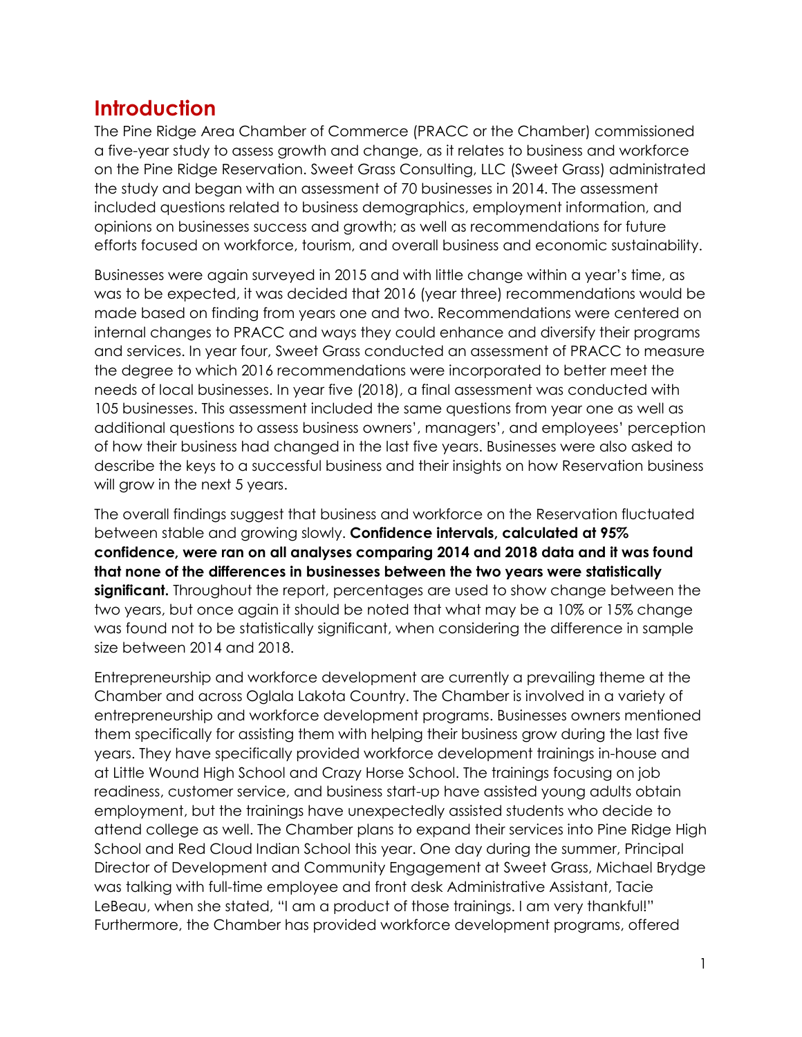## Introduction

The Pine Ridge Area Chamber of Commerce (PRACC or the Chamber) commissioned a five-year study to assess growth and change, as it relates to business and workforce on the Pine Ridge Reservation. Sweet Grass Consulting, LLC (Sweet Grass) administrated the study and began with an assessment of 70 businesses in 2014. The assessment included questions related to business demographics, employment information, and opinions on businesses success and growth; as well as recommendations for future efforts focused on workforce, tourism, and overall business and economic sustainability.

Businesses were again surveyed in 2015 and with little change within a year's time, as was to be expected, it was decided that 2016 (year three) recommendations would be made based on finding from years one and two. Recommendations were centered on internal changes to PRACC and ways they could enhance and diversify their programs and services. In year four, Sweet Grass conducted an assessment of PRACC to measure the degree to which 2016 recommendations were incorporated to better meet the needs of local businesses. In year five (2018), a final assessment was conducted with 105 businesses. This assessment included the same questions from year one as well as additional questions to assess business owners', managers', and employees' perception of how their business had changed in the last five years. Businesses were also asked to describe the keys to a successful business and their insights on how Reservation business will grow in the next 5 years.

The overall findings suggest that business and workforce on the Reservation fluctuated between stable and growing slowly. **Confidence intervals, calculated at 95% confidence, were ran on all analyses comparing 2014 and 2018 data and it was found that none of the differences in businesses between the two years were statistically significant.** Throughout the report, percentages are used to show change between the two years, but once again it should be noted that what may be a 10% or 15% change was found not to be statistically significant, when considering the difference in sample size between 2014 and 2018.

Entrepreneurship and workforce development are currently a prevailing theme at the Chamber and across Oglala Lakota Country. The Chamber is involved in a variety of entrepreneurship and workforce development programs. Businesses owners mentioned them specifically for assisting them with helping their business grow during the last five years. They have specifically provided workforce development trainings in-house and at Little Wound High School and Crazy Horse School. The trainings focusing on job readiness, customer service, and business start-up have assisted young adults obtain employment, but the trainings have unexpectedly assisted students who decide to attend college as well. The Chamber plans to expand their services into Pine Ridge High School and Red Cloud Indian School this year. One day during the summer, Principal Director of Development and Community Engagement at Sweet Grass, Michael Brydge was talking with full-time employee and front desk Administrative Assistant, Tacie LeBeau, when she stated, "I am a product of those trainings. I am very thankful!" Furthermore, the Chamber has provided workforce development programs, offered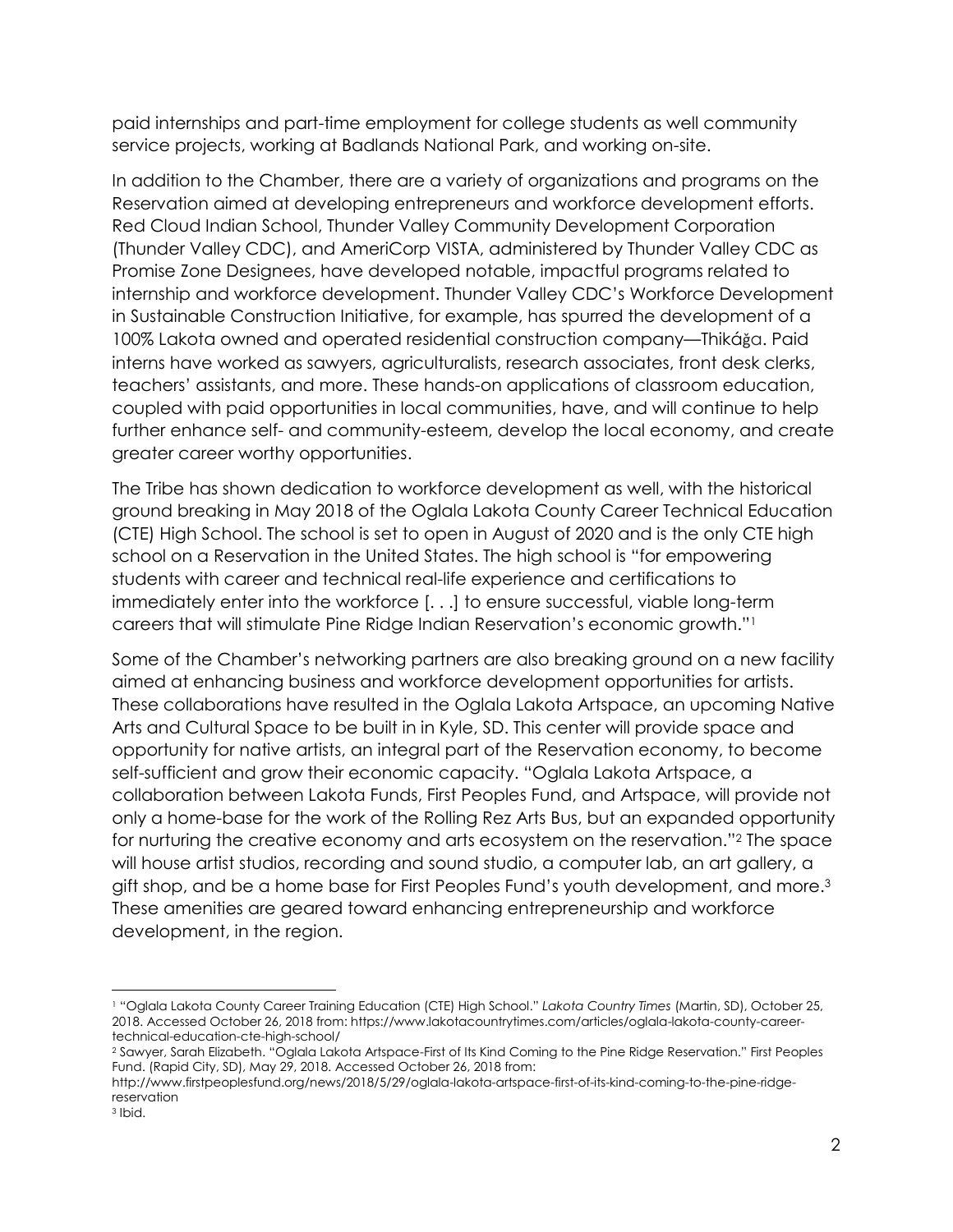paid internships and part-time employment for college students as well community service projects, working at Badlands National Park, and working on-site.

In addition to the Chamber, there are a variety of organizations and programs on the Reservation aimed at developing entrepreneurs and workforce development efforts. Red Cloud Indian School, Thunder Valley Community Development Corporation (Thunder Valley CDC), and AmeriCorp VISTA, administered by Thunder Valley CDC as Promise Zone Designees, have developed notable, impactful programs related to internship and workforce development. Thunder Valley CDC's Workforce Development in Sustainable Construction Initiative, for example, has spurred the development of a 100% Lakota owned and operated residential construction company—Thikáǧa. Paid interns have worked as sawyers, agriculturalists, research associates, front desk clerks, teachers' assistants, and more. These hands-on applications of classroom education, coupled with paid opportunities in local communities, have, and will continue to help further enhance self- and community-esteem, develop the local economy, and create greater career worthy opportunities.

The Tribe has shown dedication to workforce development as well, with the historical ground breaking in May 2018 of the Oglala Lakota County Career Technical Education (CTE) High School. The school is set to open in August of 2020 and is the only CTE high school on a Reservation in the United States. The high school is "for empowering students with career and technical real-life experience and certifications to immediately enter into the workforce [. . .] to ensure successful, viable long-term careers that will stimulate Pine Ridge Indian Reservation's economic growth."[1]

Some of the Chamber's networking partners are also breaking ground on a new facility aimed at enhancing business and workforce development opportunities for artists. These collaborations have resulted in the Oglala Lakota Artspace, an upcoming Native Arts and Cultural Space to be built in in Kyle, SD. This center will provide space and opportunity for native artists, an integral part of the Reservation economy, to become self-sufficient and grow their economic capacity. "Oglala Lakota Artspace, a collaboration between Lakota Funds, First Peoples Fund, and Artspace, will provide not only a home-base for the work of the Rolling Rez Arts Bus, but an expanded opportunity for nurturing the creative economy and arts ecosystem on the reservation."[2] The space will house artist studios, recording and sound studio, a computer lab, an art gallery, a gift shop, and be a home base for First Peoples Fund's youth development, and more.[3] These amenities are geared toward enhancing entrepreneurship and workforce development, in the region.

---

[1] "Oglala Lakota County Career Training Education (CTE) High School." *Lakota Country Times* (Martin, SD), October 25, 2018. Accessed October 26, 2018 from: https://www.lakotacountrytimes.com/articles/oglala-lakota-county-career-technical-education-cte-high-school/

[2] Sawyer, Sarah Elizabeth. "Oglala Lakota Artspace-First of Its Kind Coming to the Pine Ridge Reservation." First Peoples Fund. (Rapid City, SD), May 29, 2018. Accessed October 26, 2018 from: http://www.firstpeoplesfund.org/news/2018/5/29/oglala-lakota-artspace-first-of-its-kind-coming-to-the-pine-ridge-reservation

[3] Ibid.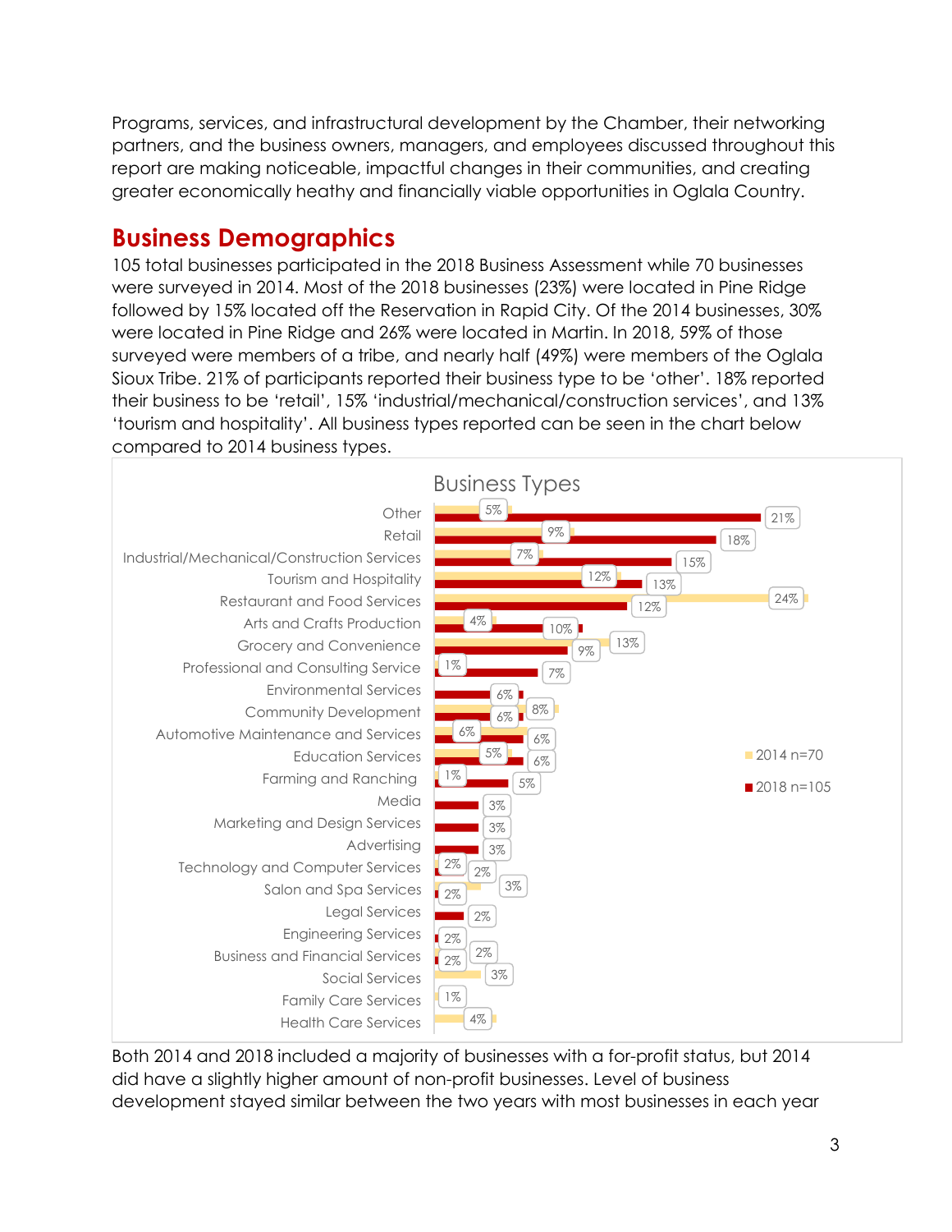Programs, services, and infrastructural development by the Chamber, their networking partners, and the business owners, managers, and employees discussed throughout this report are making noticeable, impactful changes in their communities, and creating greater economically heathy and financially viable opportunities in Oglala Country.

## Business Demographics

105 total businesses participated in the 2018 Business Assessment while 70 businesses were surveyed in 2014. Most of the 2018 businesses (23%) were located in Pine Ridge followed by 15% located off the Reservation in Rapid City. Of the 2014 businesses, 30% were located in Pine Ridge and 26% were located in Martin. In 2018, 59% of those surveyed were members of a tribe, and nearly half (49%) were members of the Oglala Sioux Tribe. 21% of participants reported their business type to be 'other'. 18% reported their business to be 'retail', 15% 'industrial/mechanical/construction services', and 13% 'tourism and hospitality'. All business types reported can be seen in the chart below compared to 2014 business types.

**Business Types**

| Business Type | 2014 n=70 | 2018 n=105 |
|---|---|---|
| Other | 5% | 21% |
| Retail | 9% | 18% |
| Industrial/Mechanical/Construction Services | 7% | 15% |
| Tourism and Hospitality | 12% | 13% |
| Restaurant and Food Services | 24% | 12% |
| Arts and Crafts Production | 4% | 10% |
| Grocery and Convenience | 13% | 9% |
| Professional and Consulting Service | 1% | 7% |
| Environmental Services | | 6% |
| Community Development | 8% | 6% |
| Automotive Maintenance and Services | 6% | 6% |
| Education Services | 5% | 6% |
| Farming and Ranching | 1% | 5% |
| Media | | 3% |
| Marketing and Design Services | | 3% |
| Advertising | | 3% |
| Technology and Computer Services | 2% | 2% |
| Salon and Spa Services | 3% | 2% |
| Legal Services | | 2% |
| Engineering Services | | 2% |
| Business and Financial Services | 2% | 2% |
| Social Services | 3% | |
| Family Care Services | 1% | |
| Health Care Services | 4% | |

Both 2014 and 2018 included a majority of businesses with a for-profit status, but 2014 did have a slightly higher amount of non-profit businesses. Level of business development stayed similar between the two years with most businesses in each year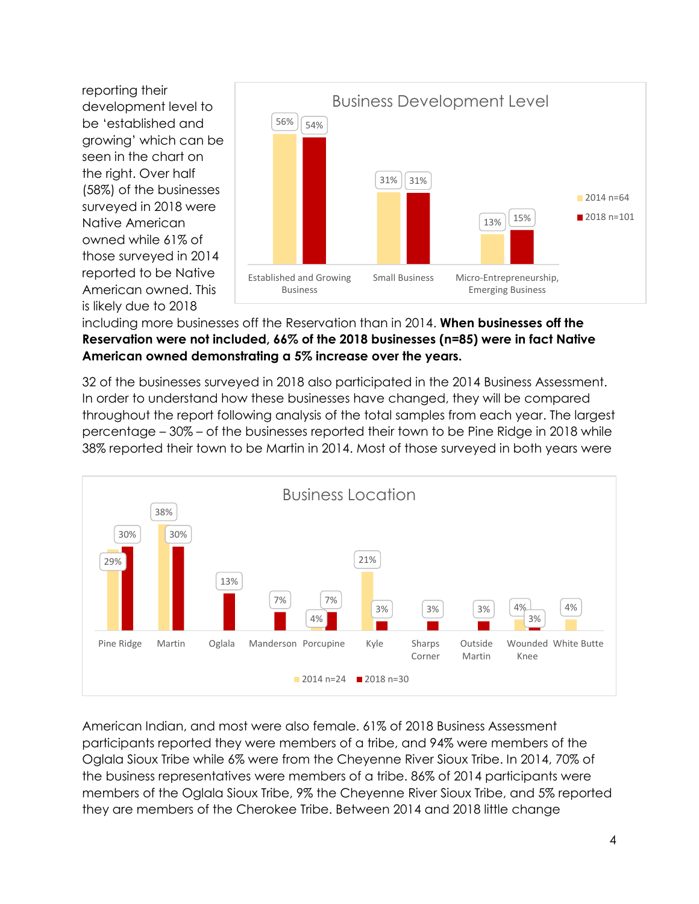reporting their development level to be 'established and growing' which can be seen in the chart on the right. Over half (58%) of the businesses surveyed in 2018 were Native American owned while 61% of those surveyed in 2014 reported to be Native American owned. This is likely due to 2018 including more businesses off the Reservation than in 2014. **When businesses off the Reservation were not included, 66% of the 2018 businesses (n=85) were in fact Native American owned demonstrating a 5% increase over the years.**

**Business Development Level**

| | 2014 n=64 | 2018 n=101 |
|---|---|---|
| Established and Growing Business | 56% | 54% |
| Small Business | 31% | 31% |
| Micro-Entrepreneurship, Emerging Business | 13% | 15% |

32 of the businesses surveyed in 2018 also participated in the 2014 Business Assessment. In order to understand how these businesses have changed, they will be compared throughout the report following analysis of the total samples from each year. The largest percentage – 30% – of the businesses reported their town to be Pine Ridge in 2018 while 38% reported their town to be Martin in 2014. Most of those surveyed in both years were American Indian, and most were also female. 61% of 2018 Business Assessment participants reported they were members of a tribe, and 94% were members of the Oglala Sioux Tribe while 6% were from the Cheyenne River Sioux Tribe. In 2014, 70% of the business representatives were members of a tribe. 86% of 2014 participants were members of the Oglala Sioux Tribe, 9% the Cheyenne River Sioux Tribe, and 5% reported they are members of the Cherokee Tribe. Between 2014 and 2018 little change

**Business Location**

| | 2014 n=24 | 2018 n=30 |
|---|---|---|
| Pine Ridge | 29% | 30% |
| Martin | 38% | 30% |
| Oglala | | 13% |
| Manderson | | 7% |
| Porcupine | 4% | 7% |
| Kyle | 21% | 3% |
| Sharps Corner | | 3% |
| Outside Martin | | 3% |
| Wounded Knee | 4% | 3% |
| White Butte | 4% | |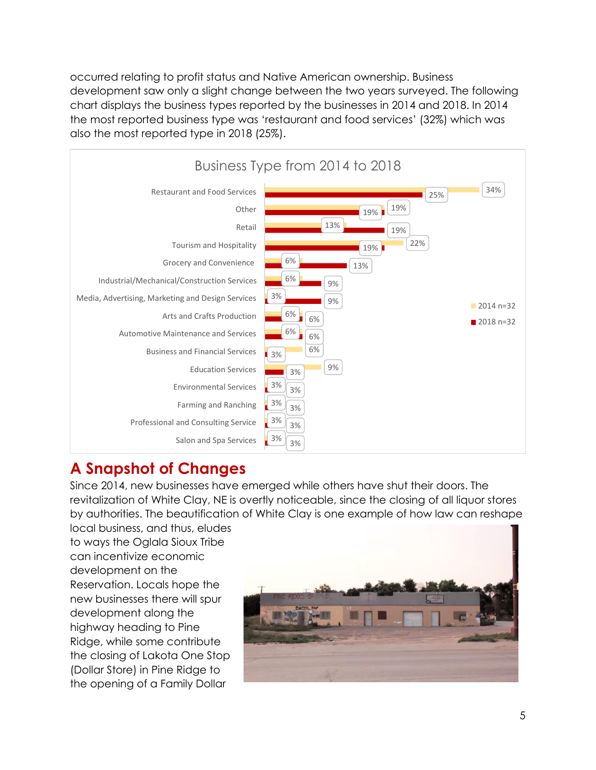occurred relating to profit status and Native American ownership. Business development saw only a slight change between the two years surveyed. The following chart displays the business types reported by the businesses in 2014 and 2018. In 2014 the most reported business type was 'restaurant and food services' (32%) which was also the most reported type in 2018 (25%).

**Business Type from 2014 to 2018**

| Business Type | 2014 n=32 | 2018 n=32 |
|---|---|---|
| Restaurant and Food Services | 34% | 25% |
| Other | 19% | 19% |
| Retail | 13% | 19% |
| Tourism and Hospitality | 22% | 19% |
| Grocery and Convenience | 6% | 13% |
| Industrial/Mechanical/Construction Services | 6% | 9% |
| Media, Advertising, Marketing and Design Services | 3% | 9% |
| Arts and Crafts Production | 6% | 6% |
| Automotive Maintenance and Services | 6% | 6% |
| Business and Financial Services | 6% | 3% |
| Education Services | 9% | 3% |
| Environmental Services | 3% | 3% |
| Farming and Ranching | 3% | 3% |
| Professional and Consulting Service | 3% | 3% |
| Salon and Spa Services | 3% | 3% |

## A Snapshot of Changes

Since 2014, new businesses have emerged while others have shut their doors. The revitalization of White Clay, NE is overtly noticeable, since the closing of all liquor stores by authorities. The beautification of White Clay is one example of how law can reshape local business, and thus, eludes to ways the Oglala Sioux Tribe can incentivize economic development on the Reservation. Locals hope the new businesses there will spur development along the highway heading to Pine Ridge, while some contribute the closing of Lakota One Stop (Dollar Store) in Pine Ridge to the opening of a Family Dollar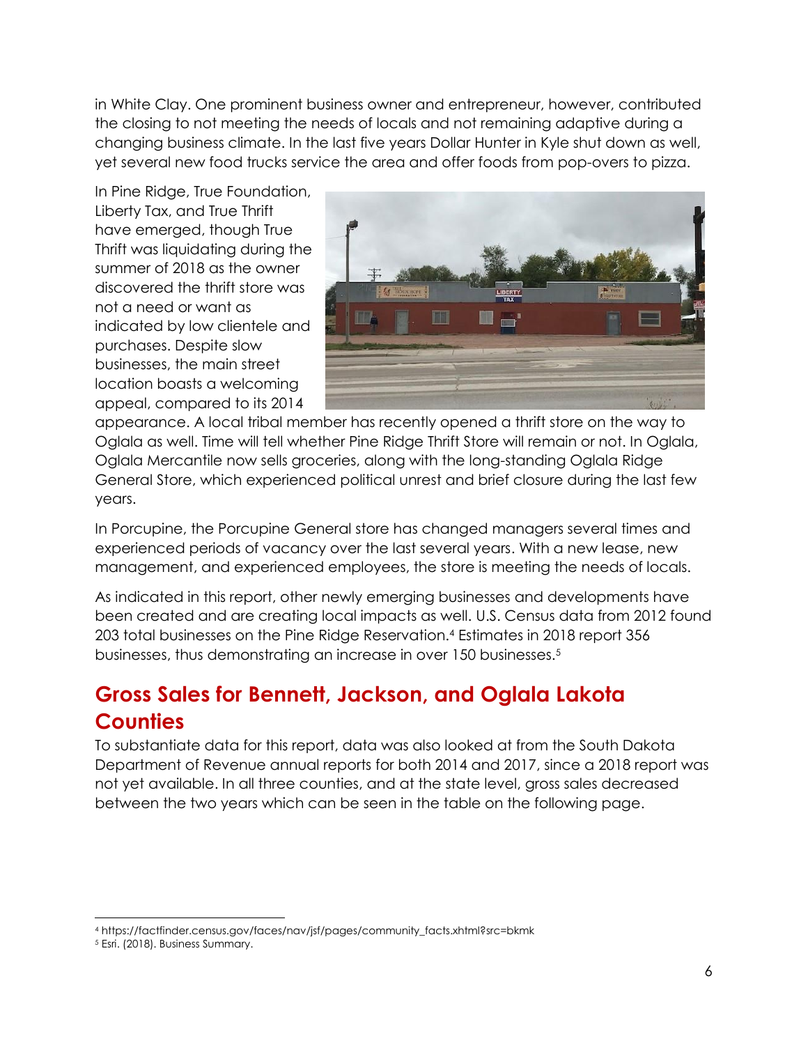in White Clay. One prominent business owner and entrepreneur, however, contributed the closing to not meeting the needs of locals and not remaining adaptive during a changing business climate. In the last five years Dollar Hunter in Kyle shut down as well, yet several new food trucks service the area and offer foods from pop-overs to pizza.

In Pine Ridge, True Foundation, Liberty Tax, and True Thrift have emerged, though True Thrift was liquidating during the summer of 2018 as the owner discovered the thrift store was not a need or want as indicated by low clientele and purchases. Despite slow businesses, the main street location boasts a welcoming appeal, compared to its 2014 appearance. A local tribal member has recently opened a thrift store on the way to Oglala as well. Time will tell whether Pine Ridge Thrift Store will remain or not. In Oglala, Oglala Mercantile now sells groceries, along with the long-standing Oglala Ridge General Store, which experienced political unrest and brief closure during the last few years.

In Porcupine, the Porcupine General store has changed managers several times and experienced periods of vacancy over the last several years. With a new lease, new management, and experienced employees, the store is meeting the needs of locals.

As indicated in this report, other newly emerging businesses and developments have been created and are creating local impacts as well. U.S. Census data from 2012 found 203 total businesses on the Pine Ridge Reservation.[4] Estimates in 2018 report 356 businesses, thus demonstrating an increase in over 150 businesses.[5]

## Gross Sales for Bennett, Jackson, and Oglala Lakota Counties

To substantiate data for this report, data was also looked at from the South Dakota Department of Revenue annual reports for both 2014 and 2017, since a 2018 report was not yet available. In all three counties, and at the state level, gross sales decreased between the two years which can be seen in the table on the following page.

[4] https://factfinder.census.gov/faces/nav/jsf/pages/community_facts.xhtml?src=bkmk

[5] Esri. (2018). Business Summary.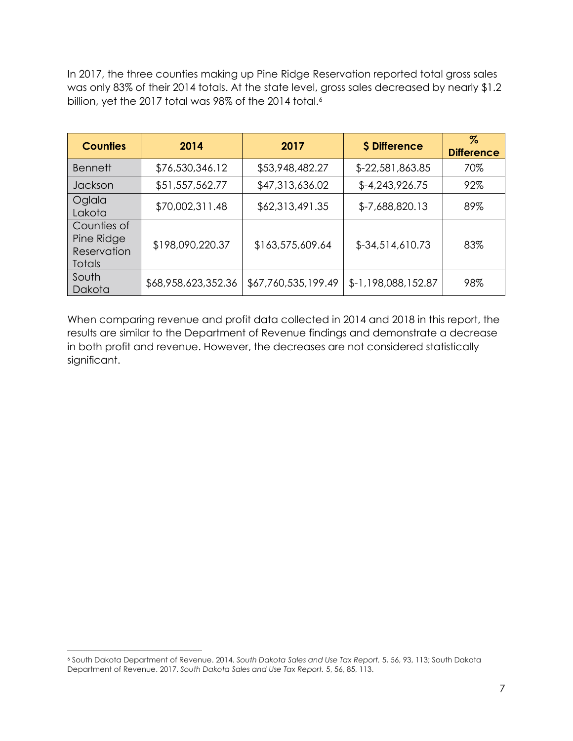In 2017, the three counties making up Pine Ridge Reservation reported total gross sales was only 83% of their 2014 totals. At the state level, gross sales decreased by nearly $1.2 billion, yet the 2017 total was 98% of the 2014 total.[6]

| Counties | 2014 | 2017 | $ Difference | % Difference |
|---|---|---|---|---|
| Bennett | $76,530,346.12 | $53,948,482.27 | $-22,581,863.85 | 70% |
| Jackson | $51,557,562.77 | $47,313,636.02 | $-4,243,926.75 | 92% |
| Oglala Lakota | $70,002,311.48 | $62,313,491.35 | $-7,688,820.13 | 89% |
| Counties of Pine Ridge Reservation Totals | $198,090,220.37 | $163,575,609.64 | $-34,514,610.73 | 83% |
| South Dakota | $68,958,623,352.36 | $67,760,535,199.49 | $-1,198,088,152.87 | 98% |

When comparing revenue and profit data collected in 2014 and 2018 in this report, the results are similar to the Department of Revenue findings and demonstrate a decrease in both profit and revenue. However, the decreases are not considered statistically significant.

[6] South Dakota Department of Revenue. 2014. *South Dakota Sales and Use Tax Report.* 5, 56, 93, 113; South Dakota Department of Revenue. 2017. *South Dakota Sales and Use Tax Report.* 5, 56, 85, 113.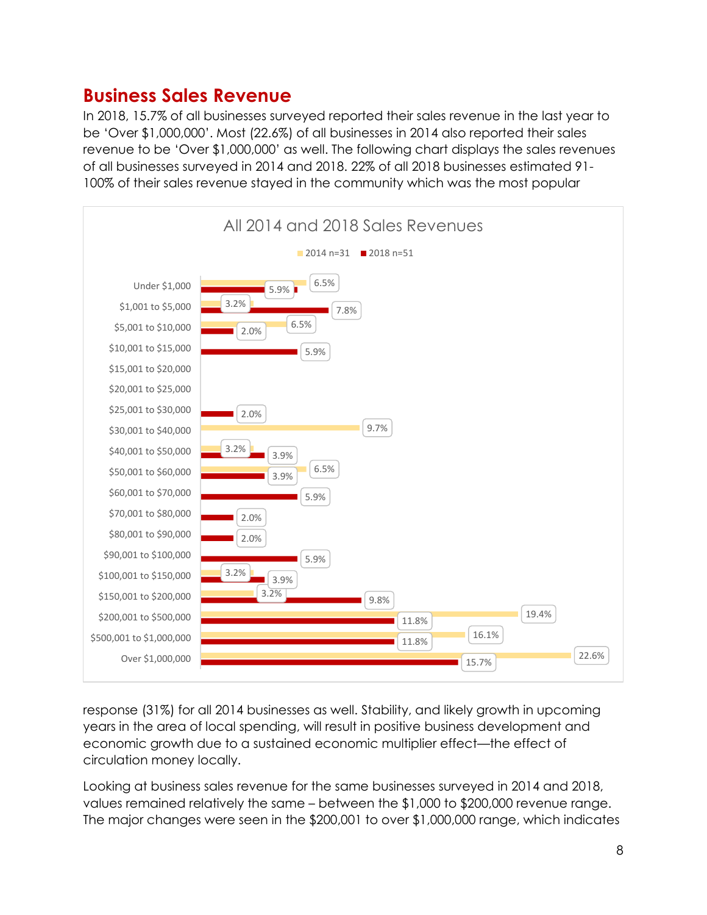## Business Sales Revenue

In 2018, 15.7% of all businesses surveyed reported their sales revenue in the last year to be 'Over $1,000,000'. Most (22.6%) of all businesses in 2014 also reported their sales revenue to be 'Over $1,000,000' as well. The following chart displays the sales revenues of all businesses surveyed in 2014 and 2018. 22% of all 2018 businesses estimated 91-100% of their sales revenue stayed in the community which was the most popular response (31%) for all 2014 businesses as well. Stability, and likely growth in upcoming years in the area of local spending, will result in positive business development and economic growth due to a sustained economic multiplier effect—the effect of circulation money locally.

**All 2014 and 2018 Sales Revenues**

| Sales Revenue | 2014 n=31 | 2018 n=51 |
|---|---|---|
| Under $1,000 | 6.5% | 5.9% |
| $1,001 to $5,000 | 3.2% | 7.8% |
| $5,001 to $10,000 | 6.5% | 2.0% |
| $10,001 to $15,000 | | 5.9% |
| $15,001 to $20,000 | | |
| $20,001 to $25,000 | | |
| $25,001 to $30,000 | | 2.0% |
| $30,001 to $40,000 | 9.7% | |
| $40,001 to $50,000 | 3.2% | 3.9% |
| $50,001 to $60,000 | 6.5% | 3.9% |
| $60,001 to $70,000 | | 5.9% |
| $70,001 to $80,000 | | 2.0% |
| $80,001 to $90,000 | | 2.0% |
| $90,001 to $100,000 | | 5.9% |
| $100,001 to $150,000 | 3.2% | 3.9% |
| $150,001 to $200,000 | 3.2% | 9.8% |
| $200,001 to $500,000 | 19.4% | 11.8% |
| $500,001 to $1,000,000 | 16.1% | 11.8% |
| Over $1,000,000 | 22.6% | 15.7% |

Looking at business sales revenue for the same businesses surveyed in 2014 and 2018, values remained relatively the same – between the $1,000 to $200,000 revenue range. The major changes were seen in the $200,001 to over $1,000,000 range, which indicates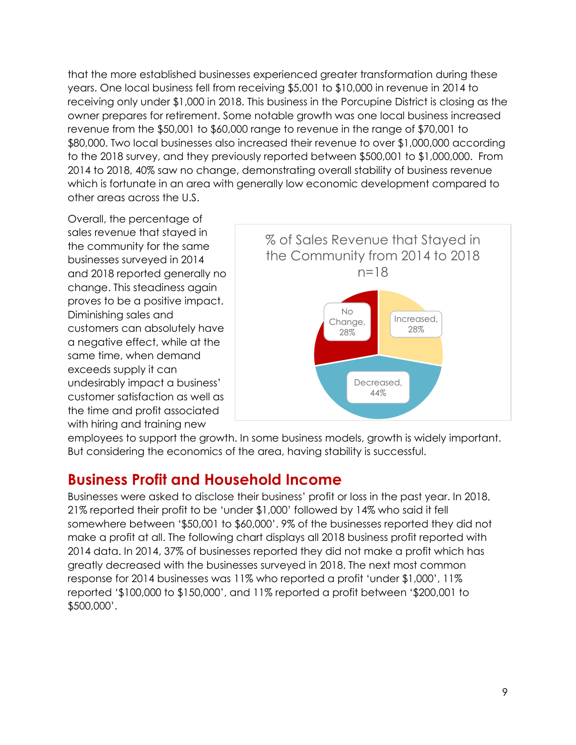that the more established businesses experienced greater transformation during these years. One local business fell from receiving $5,001 to $10,000 in revenue in 2014 to receiving only under $1,000 in 2018. This business in the Porcupine District is closing as the owner prepares for retirement. Some notable growth was one local business increased revenue from the $50,001 to $60,000 range to revenue in the range of $70,001 to $80,000. Two local businesses also increased their revenue to over $1,000,000 according to the 2018 survey, and they previously reported between $500,001 to $1,000,000. From 2014 to 2018, 40% saw no change, demonstrating overall stability of business revenue which is fortunate in an area with generally low economic development compared to other areas across the U.S.

Overall, the percentage of sales revenue that stayed in the community for the same businesses surveyed in 2014 and 2018 reported generally no change. This steadiness again proves to be a positive impact. Diminishing sales and customers can absolutely have a negative effect, while at the same time, when demand exceeds supply it can undesirably impact a business' customer satisfaction as well as the time and profit associated with hiring and training new employees to support the growth. In some business models, growth is widely important. But considering the economics of the area, having stability is successful.

**% of Sales Revenue that Stayed in the Community from 2014 to 2018 n=18**

| Category | % |
|---|---|
| No Change | 28% |
| Increased | 28% |
| Decreased | 44% |

## Business Profit and Household Income

Businesses were asked to disclose their business' profit or loss in the past year. In 2018, 21% reported their profit to be 'under $1,000' followed by 14% who said it fell somewhere between '$50,001 to $60,000'. 9% of the businesses reported they did not make a profit at all. The following chart displays all 2018 business profit reported with 2014 data. In 2014, 37% of businesses reported they did not make a profit which has greatly decreased with the businesses surveyed in 2018. The next most common response for 2014 businesses was 11% who reported a profit 'under $1,000', 11% reported '$100,000 to $150,000', and 11% reported a profit between '$200,001 to $500,000'.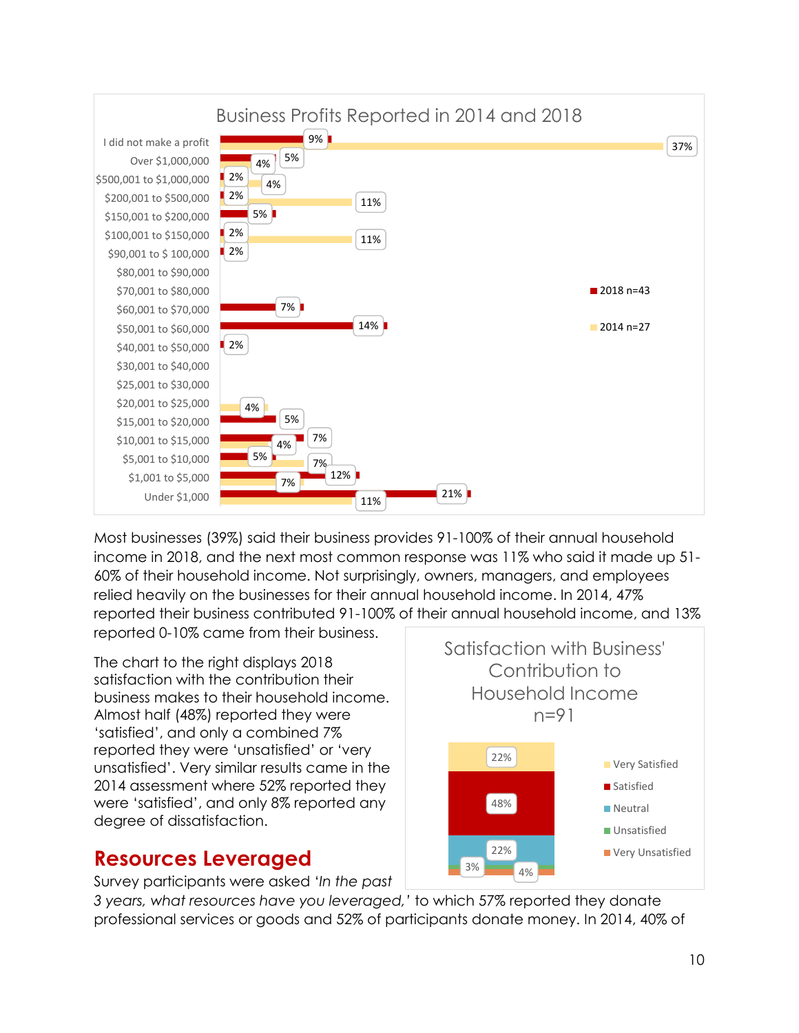**Business Profits Reported in 2014 and 2018**

| Profit | 2018 n=43 | 2014 n=27 |
|---|---|---|
| I did not make a profit | 9% | 37% |
| Over $1,000,000 | 5% | 4% |
| $500,001 to $1,000,000 | 2% | 4% |
| $200,001 to $500,000 | 2% | 11% |
| $150,001 to $200,000 | 5% | |
| $100,001 to $150,000 | 2% | 11% |
| $90,001 to $ 100,000 | 2% | |
| $80,001 to $90,000 | | |
| $70,001 to $80,000 | | |
| $60,001 to $70,000 | 7% | |
| $50,001 to $60,000 | 14% | |
| $40,001 to $50,000 | 2% | |
| $30,001 to $40,000 | | |
| $25,001 to $30,000 | | |
| $20,001 to $25,000 | | 4% |
| $15,001 to $20,000 | 5% | |
| $10,001 to $15,000 | 7% | 4% |
| $5,001 to $10,000 | 5% | 7% |
| $1,001 to $5,000 | 12% | 7% |
| Under $1,000 | 21% | 11% |

Most businesses (39%) said their business provides 91-100% of their annual household income in 2018, and the next most common response was 11% who said it made up 51-60% of their household income. Not surprisingly, owners, managers, and employees relied heavily on the businesses for their annual household income. In 2014, 47% reported their business contributed 91-100% of their annual household income, and 13% reported 0-10% came from their business.

The chart to the right displays 2018 satisfaction with the contribution their business makes to their household income. Almost half (48%) reported they were 'satisfied', and only a combined 7% reported they were 'unsatisfied' or 'very unsatisfied'. Very similar results came in the 2014 assessment where 52% reported they were 'satisfied', and only 8% reported any degree of dissatisfaction.

**Satisfaction with Business' Contribution to Household Income n=91**

| Response | Percent |
|---|---|
| Very Satisfied | 22% |
| Satisfied | 48% |
| Neutral | 22% |
| Unsatisfied | 3% |
| Very Unsatisfied | 4% |

## Resources Leveraged

Survey participants were asked '*In the past 3 years, what resources have you leveraged,*' to which 57% reported they donate professional services or goods and 52% of participants donate money. In 2014, 40% of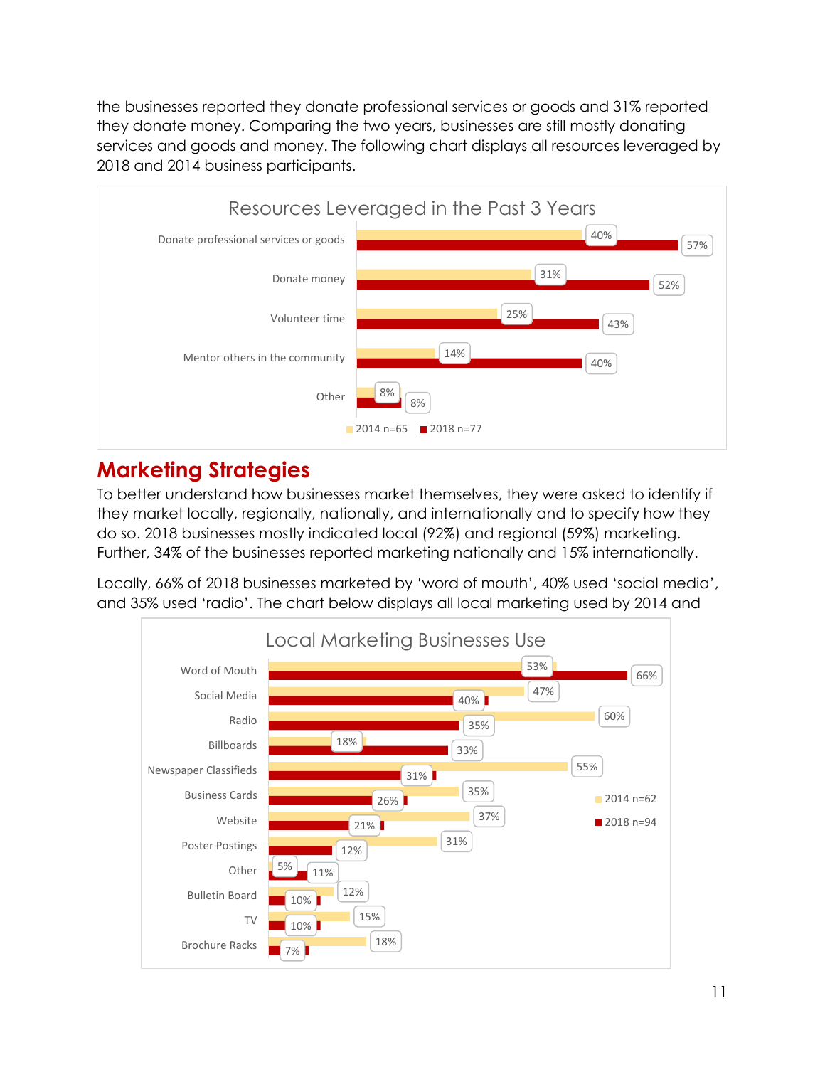the businesses reported they donate professional services or goods and 31% reported they donate money. Comparing the two years, businesses are still mostly donating services and goods and money. The following chart displays all resources leveraged by 2018 and 2014 business participants.

**Resources Leveraged in the Past 3 Years**

| Resource | 2014 n=65 | 2018 n=77 |
|---|---|---|
| Donate professional services or goods | 40% | 57% |
| Donate money | 31% | 52% |
| Volunteer time | 25% | 43% |
| Mentor others in the community | 14% | 40% |
| Other | 8% | 8% |

## Marketing Strategies

To better understand how businesses market themselves, they were asked to identify if they market locally, regionally, nationally, and internationally and to specify how they do so. 2018 businesses mostly indicated local (92%) and regional (59%) marketing. Further, 34% of the businesses reported marketing nationally and 15% internationally.

Locally, 66% of 2018 businesses marketed by 'word of mouth', 40% used 'social media', and 35% used 'radio'. The chart below displays all local marketing used by 2014 and

**Local Marketing Businesses Use**

| Marketing | 2014 n=62 | 2018 n=94 |
|---|---|---|
| Word of Mouth | 53% | 66% |
| Social Media | 47% | 40% |
| Radio | 60% | 35% |
| Billboards | 18% | 33% |
| Newspaper Classifieds | 55% | 31% |
| Business Cards | 35% | 26% |
| Website | 37% | 21% |
| Poster Postings | 31% | 12% |
| Other | 5% | 11% |
| Bulletin Board | 12% | 10% |
| TV | 15% | 10% |
| Brochure Racks | 18% | 7% |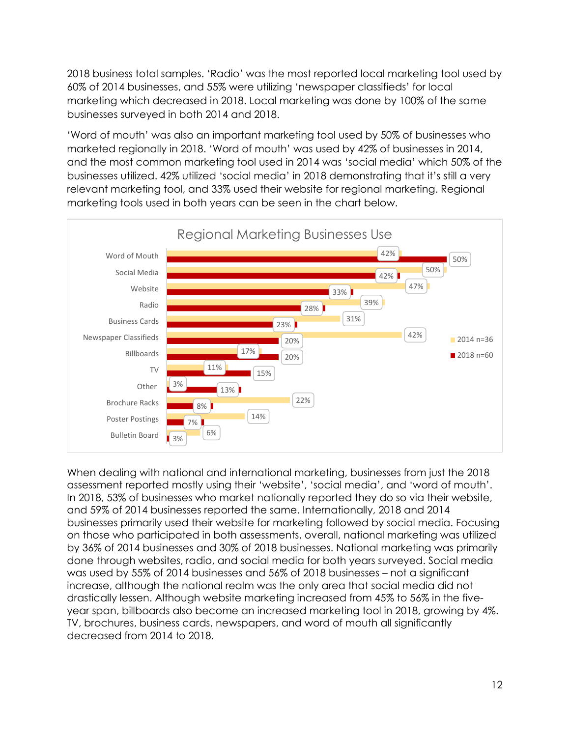2018 business total samples. 'Radio' was the most reported local marketing tool used by 60% of 2014 businesses, and 55% were utilizing 'newspaper classifieds' for local marketing which decreased in 2018. Local marketing was done by 100% of the same businesses surveyed in both 2014 and 2018.

'Word of mouth' was also an important marketing tool used by 50% of businesses who marketed regionally in 2018. 'Word of mouth' was used by 42% of businesses in 2014, and the most common marketing tool used in 2014 was 'social media' which 50% of the businesses utilized. 42% utilized 'social media' in 2018 demonstrating that it's still a very relevant marketing tool, and 33% used their website for regional marketing. Regional marketing tools used in both years can be seen in the chart below.

**Regional Marketing Businesses Use**

| | 2014 n=36 | 2018 n=60 |
|---|---|---|
| Word of Mouth | 42% | 50% |
| Social Media | 50% | 42% |
| Website | 47% | 33% |
| Radio | 39% | 28% |
| Business Cards | 31% | 23% |
| Newspaper Classifieds | 42% | 20% |
| Billboards | 17% | 20% |
| TV | 11% | 15% |
| Other | 3% | 13% |
| Brochure Racks | 22% | 8% |
| Poster Postings | 14% | 7% |
| Bulletin Board | 6% | 3% |

When dealing with national and international marketing, businesses from just the 2018 assessment reported mostly using their 'website', 'social media', and 'word of mouth'. In 2018, 53% of businesses who market nationally reported they do so via their website, and 59% of 2014 businesses reported the same. Internationally, 2018 and 2014 businesses primarily used their website for marketing followed by social media. Focusing on those who participated in both assessments, overall, national marketing was utilized by 36% of 2014 businesses and 30% of 2018 businesses. National marketing was primarily done through websites, radio, and social media for both years surveyed. Social media was used by 55% of 2014 businesses and 56% of 2018 businesses – not a significant increase, although the national realm was the only area that social media did not drastically lessen. Although website marketing increased from 45% to 56% in the five-year span, billboards also become an increased marketing tool in 2018, growing by 4%. TV, brochures, business cards, newspapers, and word of mouth all significantly decreased from 2014 to 2018.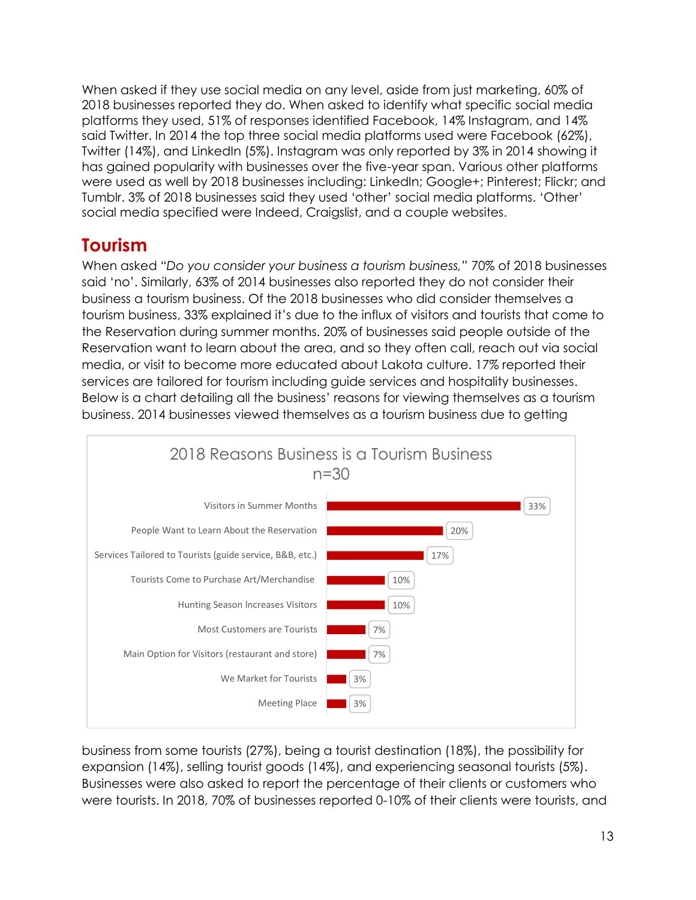When asked if they use social media on any level, aside from just marketing, 60% of 2018 businesses reported they do. When asked to identify what specific social media platforms they used, 51% of responses identified Facebook, 14% Instagram, and 14% said Twitter. In 2014 the top three social media platforms used were Facebook (62%), Twitter (14%), and LinkedIn (5%). Instagram was only reported by 3% in 2014 showing it has gained popularity with businesses over the five-year span. Various other platforms were used as well by 2018 businesses including: LinkedIn; Google+; Pinterest; Flickr; and Tumblr. 3% of 2018 businesses said they used 'other' social media platforms. 'Other' social media specified were Indeed, Craigslist, and a couple websites.

## Tourism

When asked "*Do you consider your business a tourism business,*" 70% of 2018 businesses said 'no'. Similarly, 63% of 2014 businesses also reported they do not consider their business a tourism business. Of the 2018 businesses who did consider themselves a tourism business, 33% explained it's due to the influx of visitors and tourists that come to the Reservation during summer months. 20% of businesses said people outside of the Reservation want to learn about the area, and so they often call, reach out via social media, or visit to become more educated about Lakota culture. 17% reported their services are tailored for tourism including guide services and hospitality businesses. Below is a chart detailing all the business' reasons for viewing themselves as a tourism business. 2014 businesses viewed themselves as a tourism business due to getting

**2018 Reasons Business is a Tourism Business n=30**

| Reason | Percent |
| --- | --- |
| Visitors in Summer Months | 33% |
| People Want to Learn About the Reservation | 20% |
| Services Tailored to Tourists (guide service, B&B, etc.) | 17% |
| Tourists Come to Purchase Art/Merchandise | 10% |
| Hunting Season Increases Visitors | 10% |
| Most Customers are Tourists | 7% |
| Main Option for Visitors (restaurant and store) | 7% |
| We Market for Tourists | 3% |
| Meeting Place | 3% |

business from some tourists (27%), being a tourist destination (18%), the possibility for expansion (14%), selling tourist goods (14%), and experiencing seasonal tourists (5%). Businesses were also asked to report the percentage of their clients or customers who were tourists. In 2018, 70% of businesses reported 0-10% of their clients were tourists, and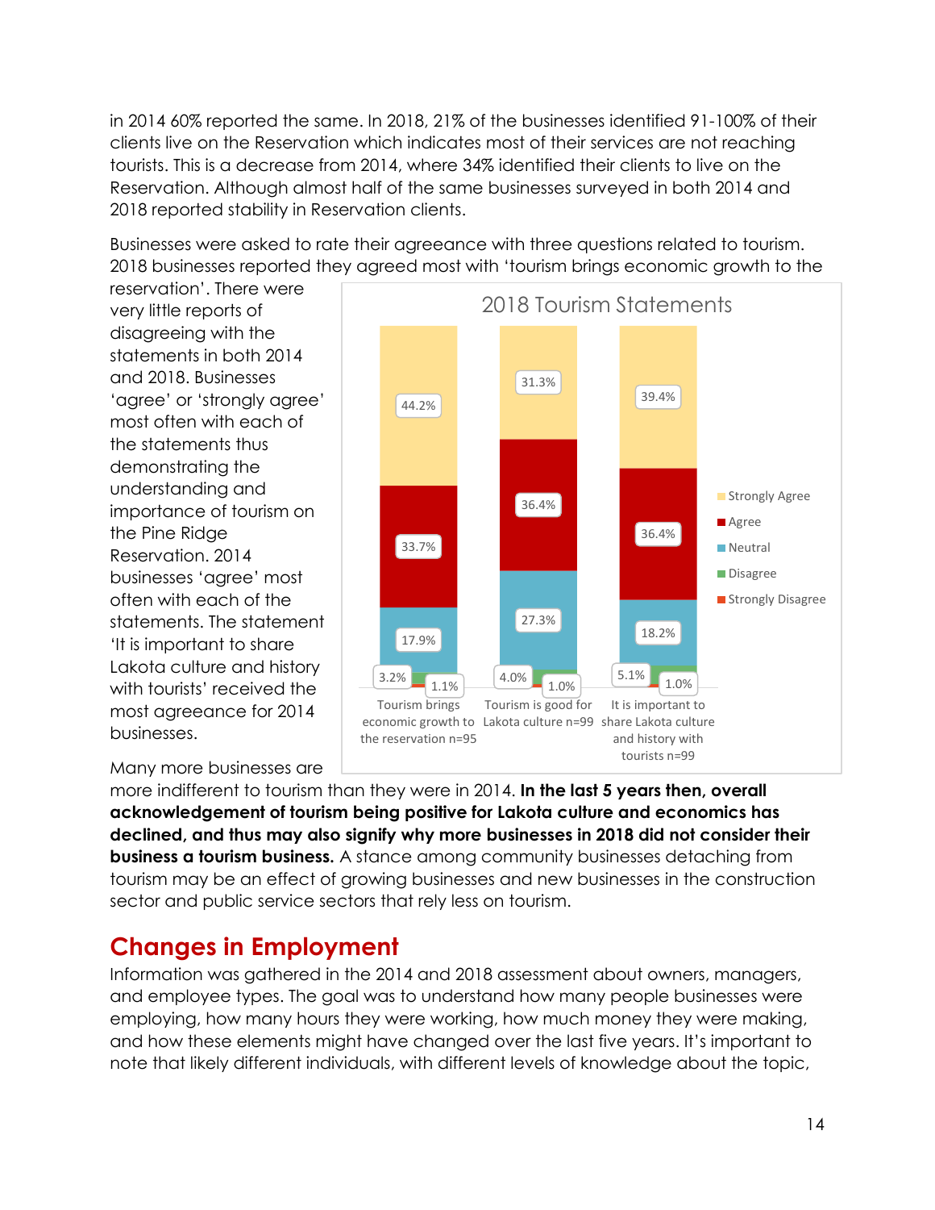in 2014 60% reported the same. In 2018, 21% of the businesses identified 91-100% of their clients live on the Reservation which indicates most of their services are not reaching tourists. This is a decrease from 2014, where 34% identified their clients to live on the Reservation. Although almost half of the same businesses surveyed in both 2014 and 2018 reported stability in Reservation clients.

Businesses were asked to rate their agreeance with three questions related to tourism. 2018 businesses reported they agreed most with 'tourism brings economic growth to the reservation'. There were very little reports of disagreeing with the statements in both 2014 and 2018. Businesses 'agree' or 'strongly agree' most often with each of the statements thus demonstrating the understanding and importance of tourism on the Pine Ridge Reservation. 2014 businesses 'agree' most often with each of the statements. The statement 'It is important to share Lakota culture and history with tourists' received the most agreeance for 2014 businesses.

**2018 Tourism Statements**

| Statement | Strongly Agree | Agree | Neutral | Disagree | Strongly Disagree |
|---|---|---|---|---|---|
| Tourism brings economic growth to the reservation n=95 | 44.2% | 33.7% | 17.9% | 3.2% | 1.1% |
| Tourism is good for Lakota culture n=99 | 31.3% | 36.4% | 27.3% | 4.0% | 1.0% |
| It is important to share Lakota culture and history with tourists n=99 | 39.4% | 36.4% | 18.2% | 5.1% | 1.0% |

Many more businesses are more indifferent to tourism than they were in 2014. **In the last 5 years then, overall acknowledgement of tourism being positive for Lakota culture and economics has declined, and thus may also signify why more businesses in 2018 did not consider their business a tourism business.** A stance among community businesses detaching from tourism may be an effect of growing businesses and new businesses in the construction sector and public service sectors that rely less on tourism.

## Changes in Employment

Information was gathered in the 2014 and 2018 assessment about owners, managers, and employee types. The goal was to understand how many people businesses were employing, how many hours they were working, how much money they were making, and how these elements might have changed over the last five years. It's important to note that likely different individuals, with different levels of knowledge about the topic,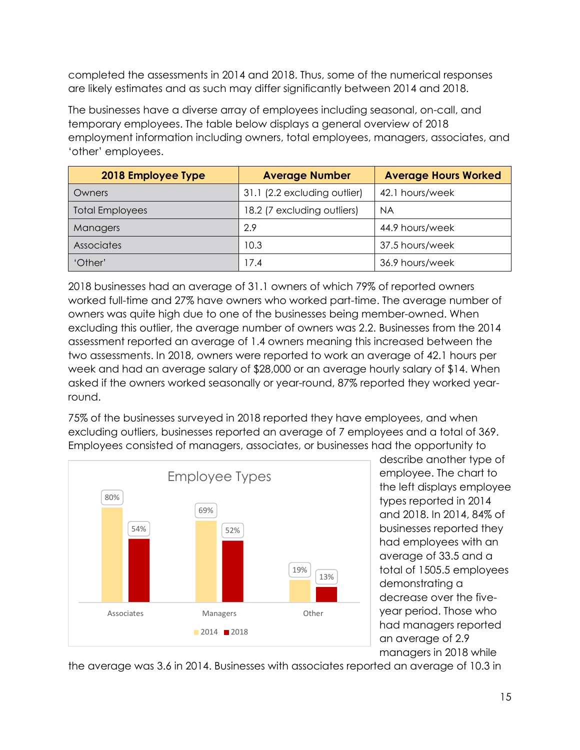completed the assessments in 2014 and 2018. Thus, some of the numerical responses are likely estimates and as such may differ significantly between 2014 and 2018.

The businesses have a diverse array of employees including seasonal, on-call, and temporary employees. The table below displays a general overview of 2018 employment information including owners, total employees, managers, associates, and 'other' employees.

| 2018 Employee Type | Average Number | Average Hours Worked |
|---|---|---|
| Owners | 31.1 (2.2 excluding outlier) | 42.1 hours/week |
| Total Employees | 18.2 (7 excluding outliers) | NA |
| Managers | 2.9 | 44.9 hours/week |
| Associates | 10.3 | 37.5 hours/week |
| 'Other' | 17.4 | 36.9 hours/week |

2018 businesses had an average of 31.1 owners of which 79% of reported owners worked full-time and 27% have owners who worked part-time. The average number of owners was quite high due to one of the businesses being member-owned. When excluding this outlier, the average number of owners was 2.2. Businesses from the 2014 assessment reported an average of 1.4 owners meaning this increased between the two assessments. In 2018, owners were reported to work an average of 42.1 hours per week and had an average salary of $28,000 or an average hourly salary of $14. When asked if the owners worked seasonally or year-round, 87% reported they worked year-round.

75% of the businesses surveyed in 2018 reported they have employees, and when excluding outliers, businesses reported an average of 7 employees and a total of 369. Employees consisted of managers, associates, or businesses had the opportunity to describe another type of employee. The chart to the left displays employee types reported in 2014 and 2018. In 2014, 84% of businesses reported they had employees with an average of 33.5 and a total of 1505.5 employees demonstrating a decrease over the five-year period. Those who had managers reported an average of 2.9 managers in 2018 while the average was 3.6 in 2014. Businesses with associates reported an average of 10.3 in

**Employee Types**

| | 2014 | 2018 |
|---|---|---|
| Associates | 80% | 54% |
| Managers | 69% | 52% |
| Other | 19% | 13% |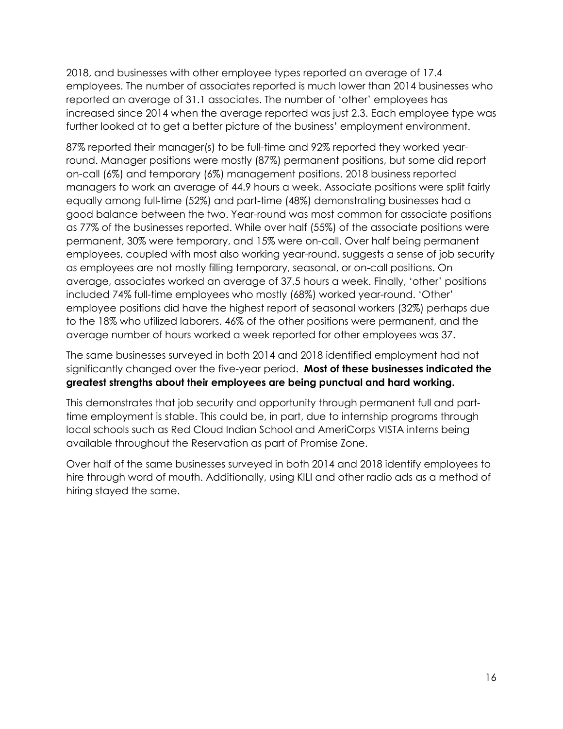2018, and businesses with other employee types reported an average of 17.4 employees. The number of associates reported is much lower than 2014 businesses who reported an average of 31.1 associates. The number of 'other' employees has increased since 2014 when the average reported was just 2.3. Each employee type was further looked at to get a better picture of the business' employment environment.

87% reported their manager(s) to be full-time and 92% reported they worked year-round. Manager positions were mostly (87%) permanent positions, but some did report on-call (6%) and temporary (6%) management positions. 2018 business reported managers to work an average of 44.9 hours a week. Associate positions were split fairly equally among full-time (52%) and part-time (48%) demonstrating businesses had a good balance between the two. Year-round was most common for associate positions as 77% of the businesses reported. While over half (55%) of the associate positions were permanent, 30% were temporary, and 15% were on-call. Over half being permanent employees, coupled with most also working year-round, suggests a sense of job security as employees are not mostly filling temporary, seasonal, or on-call positions. On average, associates worked an average of 37.5 hours a week. Finally, 'other' positions included 74% full-time employees who mostly (68%) worked year-round. 'Other' employee positions did have the highest report of seasonal workers (32%) perhaps due to the 18% who utilized laborers. 46% of the other positions were permanent, and the average number of hours worked a week reported for other employees was 37.

The same businesses surveyed in both 2014 and 2018 identified employment had not significantly changed over the five-year period. **Most of these businesses indicated the greatest strengths about their employees are being punctual and hard working.**

This demonstrates that job security and opportunity through permanent full and part-time employment is stable. This could be, in part, due to internship programs through local schools such as Red Cloud Indian School and AmeriCorps VISTA interns being available throughout the Reservation as part of Promise Zone.

Over half of the same businesses surveyed in both 2014 and 2018 identify employees to hire through word of mouth. Additionally, using KILI and other radio ads as a method of hiring stayed the same.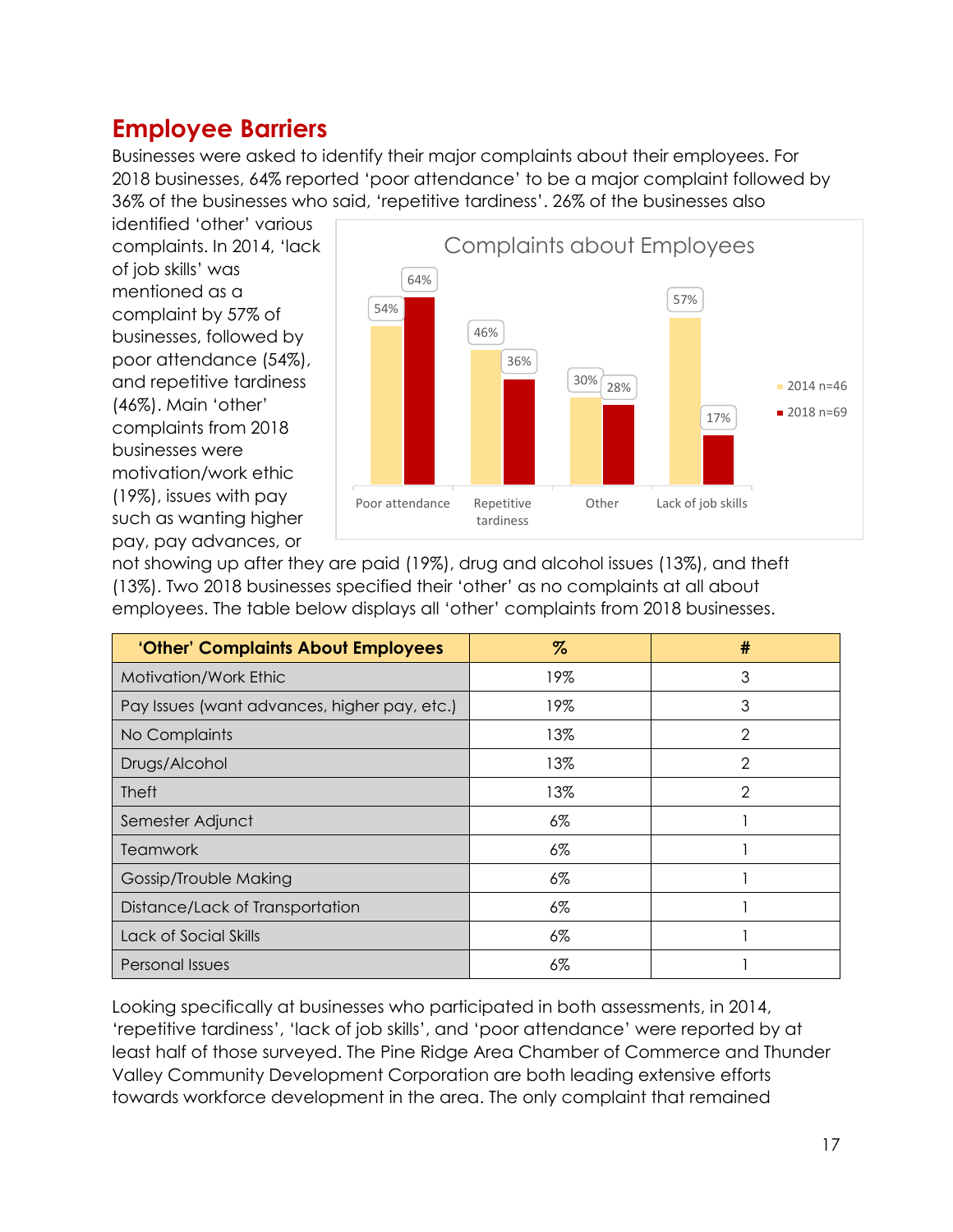## Employee Barriers

Businesses were asked to identify their major complaints about their employees. For 2018 businesses, 64% reported 'poor attendance' to be a major complaint followed by 36% of the businesses who said, 'repetitive tardiness'. 26% of the businesses also identified 'other' various complaints. In 2014, 'lack of job skills' was mentioned as a complaint by 57% of businesses, followed by poor attendance (54%), and repetitive tardiness (46%). Main 'other' complaints from 2018 businesses were motivation/work ethic (19%), issues with pay such as wanting higher pay, pay advances, or not showing up after they are paid (19%), drug and alcohol issues (13%), and theft (13%). Two 2018 businesses specified their 'other' as no complaints at all about employees. The table below displays all 'other' complaints from 2018 businesses.

**Complaints about Employees**

| | 2014 n=46 | 2018 n=69 |
|---|---|---|
| Poor attendance | 54% | 64% |
| Repetitive tardiness | 46% | 36% |
| Other | 30% | 28% |
| Lack of job skills | 57% | 17% |

| 'Other' Complaints About Employees | % | # |
|---|---|---|
| Motivation/Work Ethic | 19% | 3 |
| Pay Issues (want advances, higher pay, etc.) | 19% | 3 |
| No Complaints | 13% | 2 |
| Drugs/Alcohol | 13% | 2 |
| Theft | 13% | 2 |
| Semester Adjunct | 6% | 1 |
| Teamwork | 6% | 1 |
| Gossip/Trouble Making | 6% | 1 |
| Distance/Lack of Transportation | 6% | 1 |
| Lack of Social Skills | 6% | 1 |
| Personal Issues | 6% | 1 |

Looking specifically at businesses who participated in both assessments, in 2014, 'repetitive tardiness', 'lack of job skills', and 'poor attendance' were reported by at least half of those surveyed. The Pine Ridge Area Chamber of Commerce and Thunder Valley Community Development Corporation are both leading extensive efforts towards workforce development in the area. The only complaint that remained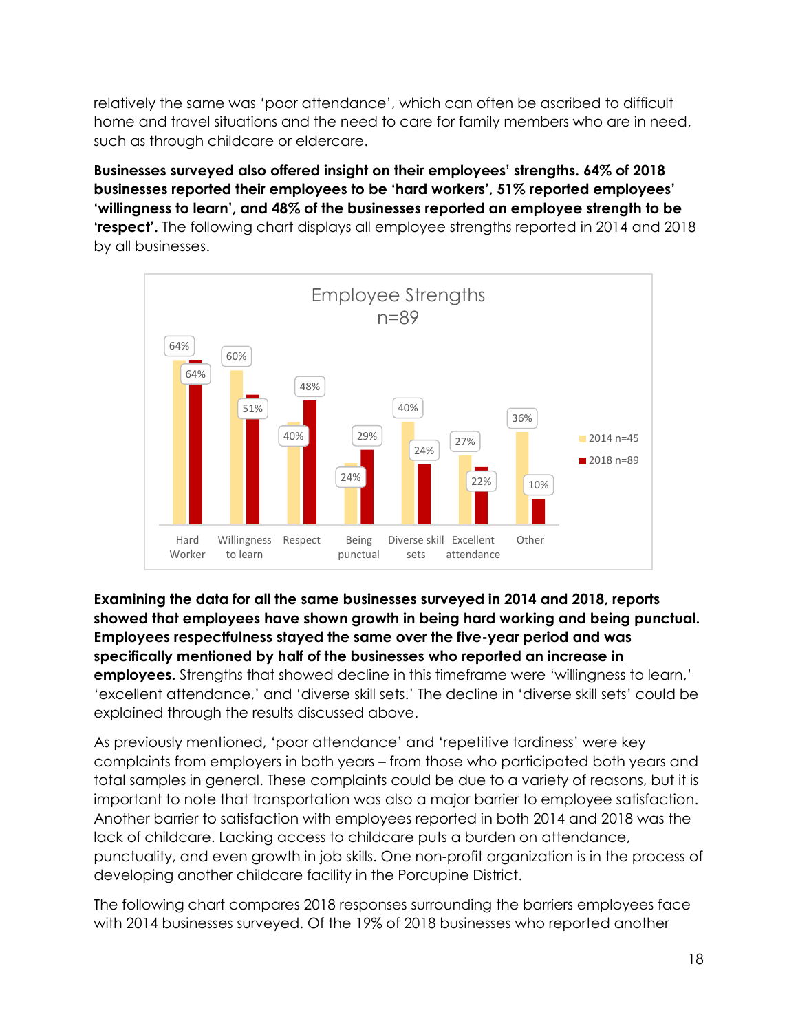relatively the same was 'poor attendance', which can often be ascribed to difficult home and travel situations and the need to care for family members who are in need, such as through childcare or eldercare.

**Businesses surveyed also offered insight on their employees' strengths. 64% of 2018 businesses reported their employees to be 'hard workers', 51% reported employees' 'willingness to learn', and 48% of the businesses reported an employee strength to be 'respect'.** The following chart displays all employee strengths reported in 2014 and 2018 by all businesses.

Employee Strengths
n=89

| | 2014 n=45 | 2018 n=89 |
|---|---|---|
| Hard Worker | 64% | 64% |
| Willingness to learn | 60% | 51% |
| Respect | 40% | 48% |
| Being punctual | 24% | 29% |
| Diverse skill sets | 40% | 24% |
| Excellent attendance | 27% | 22% |
| Other | 36% | 10% |

**Examining the data for all the same businesses surveyed in 2014 and 2018, reports showed that employees have shown growth in being hard working and being punctual. Employees respectfulness stayed the same over the five-year period and was specifically mentioned by half of the businesses who reported an increase in employees.** Strengths that showed decline in this timeframe were 'willingness to learn,' 'excellent attendance,' and 'diverse skill sets.' The decline in 'diverse skill sets' could be explained through the results discussed above.

As previously mentioned, 'poor attendance' and 'repetitive tardiness' were key complaints from employers in both years – from those who participated both years and total samples in general. These complaints could be due to a variety of reasons, but it is important to note that transportation was also a major barrier to employee satisfaction. Another barrier to satisfaction with employees reported in both 2014 and 2018 was the lack of childcare. Lacking access to childcare puts a burden on attendance, punctuality, and even growth in job skills. One non-profit organization is in the process of developing another childcare facility in the Porcupine District.

The following chart compares 2018 responses surrounding the barriers employees face with 2014 businesses surveyed. Of the 19% of 2018 businesses who reported another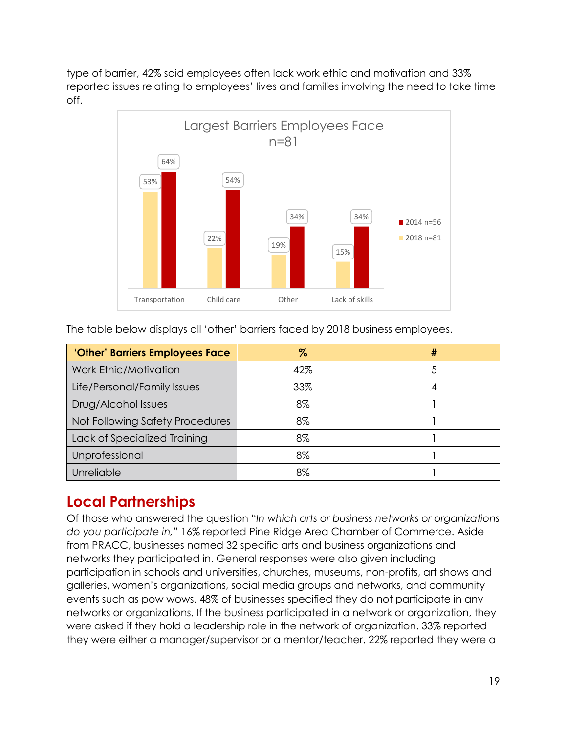type of barrier, 42% said employees often lack work ethic and motivation and 33% reported issues relating to employees' lives and families involving the need to take time off.

Largest Barriers Employees Face
n=81

| | 2018 n=81 | 2014 n=56 |
|---|---|---|
| Transportation | 53% | 64% |
| Child care | 22% | 54% |
| Other | 19% | 34% |
| Lack of skills | 15% | 34% |

The table below displays all 'other' barriers faced by 2018 business employees.

| 'Other' Barriers Employees Face | % | # |
|---|---|---|
| Work Ethic/Motivation | 42% | 5 |
| Life/Personal/Family Issues | 33% | 4 |
| Drug/Alcohol Issues | 8% | 1 |
| Not Following Safety Procedures | 8% | 1 |
| Lack of Specialized Training | 8% | 1 |
| Unprofessional | 8% | 1 |
| Unreliable | 8% | 1 |

## Local Partnerships

Of those who answered the question "*In which arts or business networks or organizations do you participate in,*" 16% reported Pine Ridge Area Chamber of Commerce. Aside from PRACC, businesses named 32 specific arts and business organizations and networks they participated in. General responses were also given including participation in schools and universities, churches, museums, non-profits, art shows and galleries, women's organizations, social media groups and networks, and community events such as pow wows. 48% of businesses specified they do not participate in any networks or organizations. If the business participated in a network or organization, they were asked if they hold a leadership role in the network of organization. 33% reported they were either a manager/supervisor or a mentor/teacher. 22% reported they were a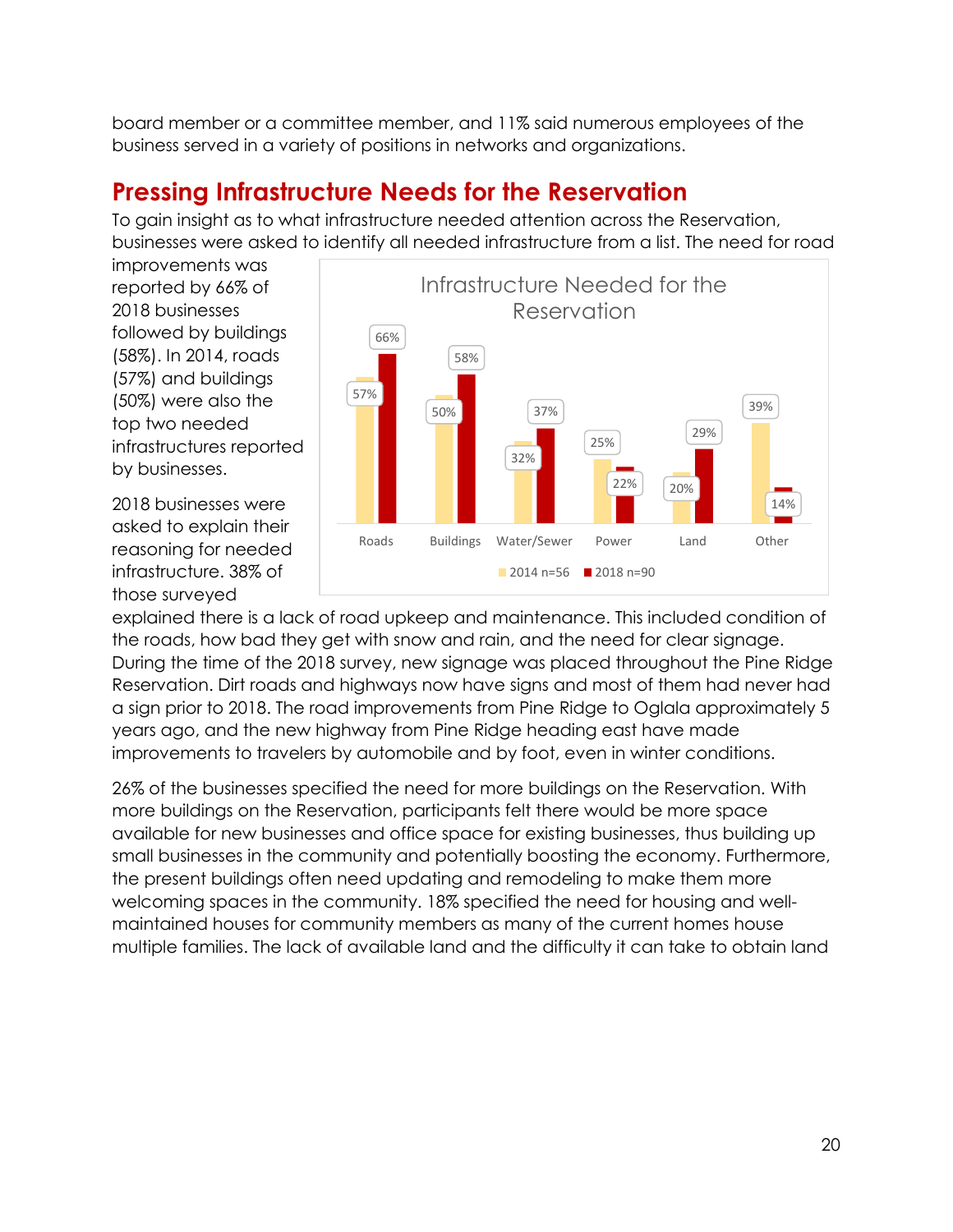board member or a committee member, and 11% said numerous employees of the business served in a variety of positions in networks and organizations.

## Pressing Infrastructure Needs for the Reservation

To gain insight as to what infrastructure needed attention across the Reservation, businesses were asked to identify all needed infrastructure from a list. The need for road improvements was reported by 66% of 2018 businesses followed by buildings (58%). In 2014, roads (57%) and buildings (50%) were also the top two needed infrastructures reported by businesses.

**Infrastructure Needed for the Reservation**

| | Roads | Buildings | Water/Sewer | Power | Land | Other |
|---|---|---|---|---|---|---|
| 2014 n=56 | 57% | 50% | 32% | 25% | 20% | 39% |
| 2018 n=90 | 66% | 58% | 37% | 22% | 29% | 14% |

2018 businesses were asked to explain their reasoning for needed infrastructure. 38% of those surveyed explained there is a lack of road upkeep and maintenance. This included condition of the roads, how bad they get with snow and rain, and the need for clear signage. During the time of the 2018 survey, new signage was placed throughout the Pine Ridge Reservation. Dirt roads and highways now have signs and most of them had never had a sign prior to 2018. The road improvements from Pine Ridge to Oglala approximately 5 years ago, and the new highway from Pine Ridge heading east have made improvements to travelers by automobile and by foot, even in winter conditions.

26% of the businesses specified the need for more buildings on the Reservation. With more buildings on the Reservation, participants felt there would be more space available for new businesses and office space for existing businesses, thus building up small businesses in the community and potentially boosting the economy. Furthermore, the present buildings often need updating and remodeling to make them more welcoming spaces in the community. 18% specified the need for housing and well-maintained houses for community members as many of the current homes house multiple families. The lack of available land and the difficulty it can take to obtain land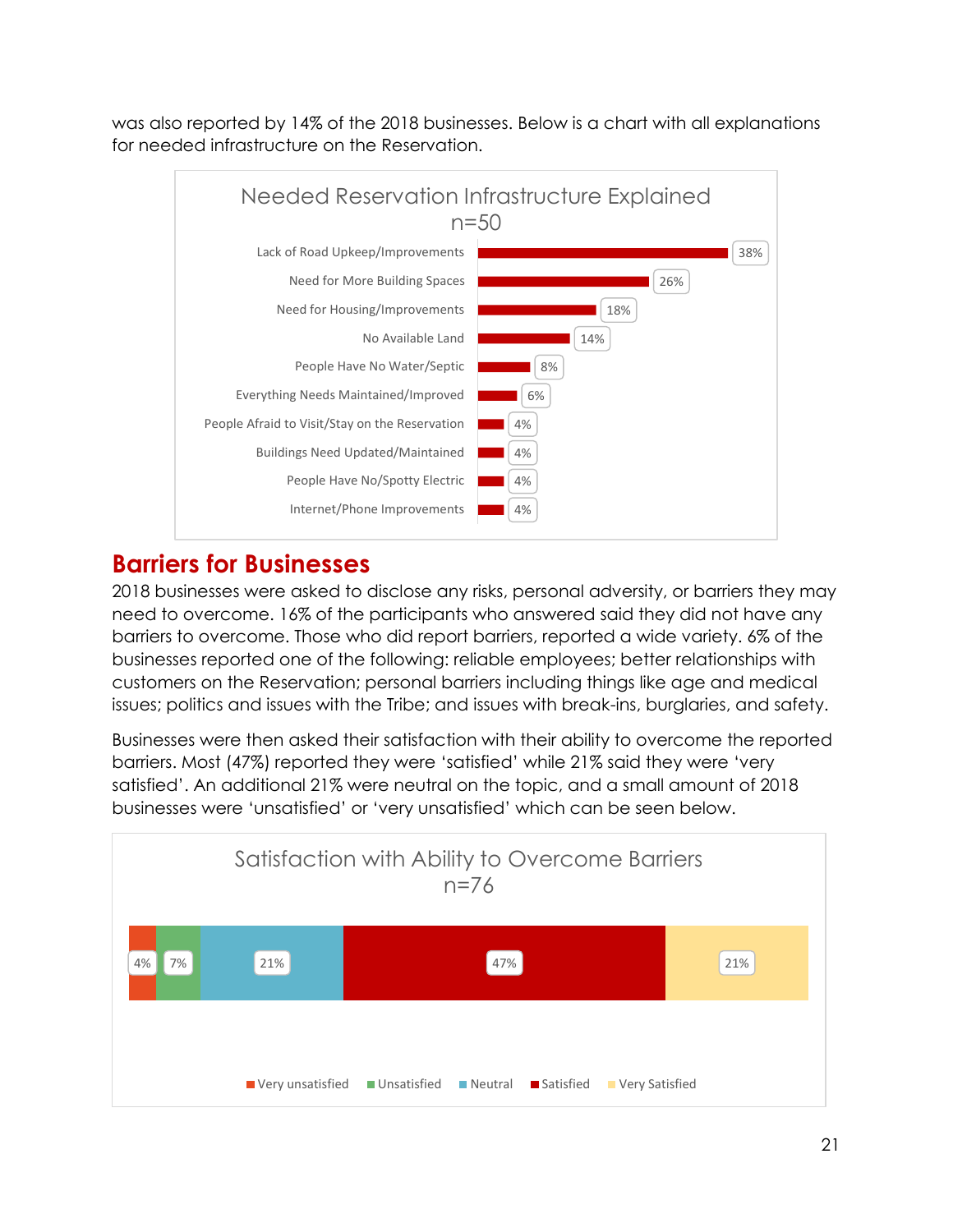was also reported by 14% of the 2018 businesses. Below is a chart with all explanations for needed infrastructure on the Reservation.

**Needed Reservation Infrastructure Explained**
n=50

| Explanation | Percent |
| --- | --- |
| Lack of Road Upkeep/Improvements | 38% |
| Need for More Building Spaces | 26% |
| Need for Housing/Improvements | 18% |
| No Available Land | 14% |
| People Have No Water/Septic | 8% |
| Everything Needs Maintained/Improved | 6% |
| People Afraid to Visit/Stay on the Reservation | 4% |
| Buildings Need Updated/Maintained | 4% |
| People Have No/Spotty Electric | 4% |
| Internet/Phone Improvements | 4% |

## Barriers for Businesses

2018 businesses were asked to disclose any risks, personal adversity, or barriers they may need to overcome. 16% of the participants who answered said they did not have any barriers to overcome. Those who did report barriers, reported a wide variety. 6% of the businesses reported one of the following: reliable employees; better relationships with customers on the Reservation; personal barriers including things like age and medical issues; politics and issues with the Tribe; and issues with break-ins, burglaries, and safety.

Businesses were then asked their satisfaction with their ability to overcome the reported barriers. Most (47%) reported they were 'satisfied' while 21% said they were 'very satisfied'. An additional 21% were neutral on the topic, and a small amount of 2018 businesses were 'unsatisfied' or 'very unsatisfied' which can be seen below.

**Satisfaction with Ability to Overcome Barriers**
n=76

| Very unsatisfied | Unsatisfied | Neutral | Satisfied | Very Satisfied |
| --- | --- | --- | --- | --- |
| 4% | 7% | 21% | 47% | 21% |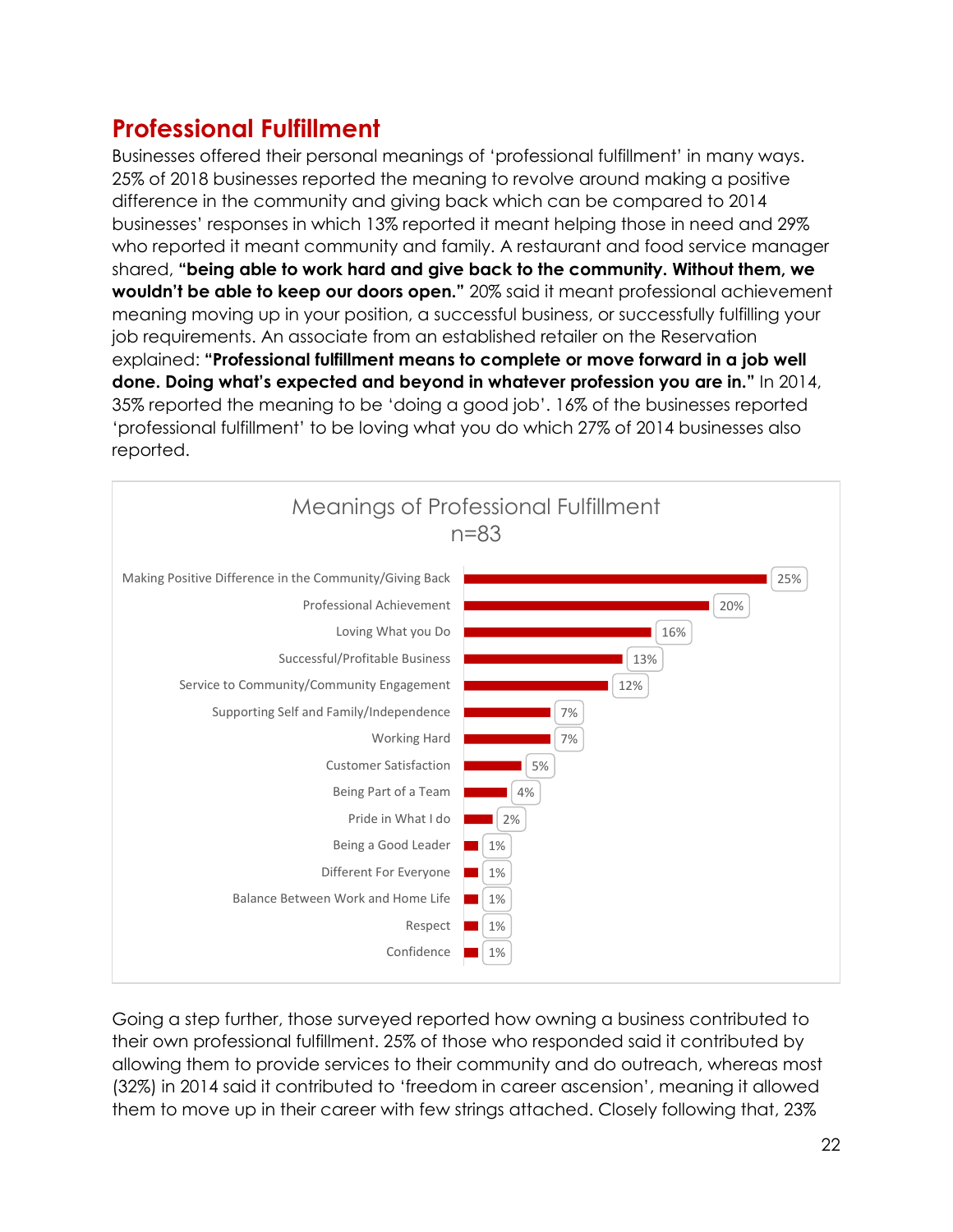## Professional Fulfillment

Businesses offered their personal meanings of 'professional fulfillment' in many ways. 25% of 2018 businesses reported the meaning to revolve around making a positive difference in the community and giving back which can be compared to 2014 businesses' responses in which 13% reported it meant helping those in need and 29% who reported it meant community and family. A restaurant and food service manager shared, **"being able to work hard and give back to the community. Without them, we wouldn't be able to keep our doors open."** 20% said it meant professional achievement meaning moving up in your position, a successful business, or successfully fulfilling your job requirements. An associate from an established retailer on the Reservation explained: **"Professional fulfillment means to complete or move forward in a job well done. Doing what's expected and beyond in whatever profession you are in."** In 2014, 35% reported the meaning to be 'doing a good job'. 16% of the businesses reported 'professional fulfillment' to be loving what you do which 27% of 2014 businesses also reported.

**Meanings of Professional Fulfillment n=83**

| Meaning | Percent |
|---|---|
| Making Positive Difference in the Community/Giving Back | 25% |
| Professional Achievement | 20% |
| Loving What you Do | 16% |
| Successful/Profitable Business | 13% |
| Service to Community/Community Engagement | 12% |
| Supporting Self and Family/Independence | 7% |
| Working Hard | 7% |
| Customer Satisfaction | 5% |
| Being Part of a Team | 4% |
| Pride in What I do | 2% |
| Being a Good Leader | 1% |
| Different For Everyone | 1% |
| Balance Between Work and Home Life | 1% |
| Respect | 1% |
| Confidence | 1% |

Going a step further, those surveyed reported how owning a business contributed to their own professional fulfillment. 25% of those who responded said it contributed by allowing them to provide services to their community and do outreach, whereas most (32%) in 2014 said it contributed to 'freedom in career ascension', meaning it allowed them to move up in their career with few strings attached. Closely following that, 23%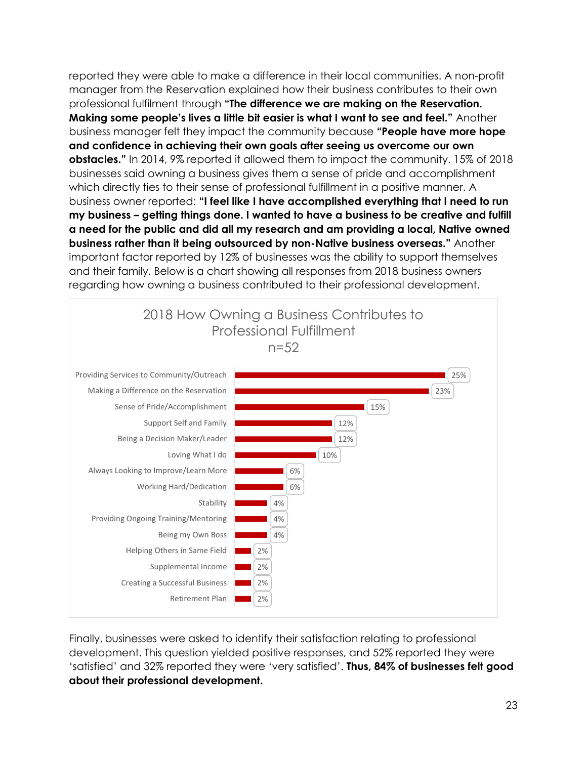reported they were able to make a difference in their local communities. A non-profit manager from the Reservation explained how their business contributes to their own professional fulfilment through **"The difference we are making on the Reservation. Making some people's lives a little bit easier is what I want to see and feel."** Another business manager felt they impact the community because **"People have more hope and confidence in achieving their own goals after seeing us overcome our own obstacles."** In 2014, 9% reported it allowed them to impact the community. 15% of 2018 businesses said owning a business gives them a sense of pride and accomplishment which directly ties to their sense of professional fulfillment in a positive manner. A business owner reported: **"I feel like I have accomplished everything that I need to run my business – getting things done. I wanted to have a business to be creative and fulfill a need for the public and did all my research and am providing a local, Native owned business rather than it being outsourced by non-Native business overseas."** Another important factor reported by 12% of businesses was the ability to support themselves and their family. Below is a chart showing all responses from 2018 business owners regarding how owning a business contributed to their professional development.

**2018 How Owning a Business Contributes to Professional Fulfillment**
**n=52**

| Response | Percent |
|---|---|
| Providing Services to Community/Outreach | 25% |
| Making a Difference on the Reservation | 23% |
| Sense of Pride/Accomplishment | 15% |
| Support Self and Family | 12% |
| Being a Decision Maker/Leader | 12% |
| Loving What I do | 10% |
| Always Looking to Improve/Learn More | 6% |
| Working Hard/Dedication | 6% |
| Stability | 4% |
| Providing Ongoing Training/Mentoring | 4% |
| Being my Own Boss | 4% |
| Helping Others in Same Field | 2% |
| Supplemental Income | 2% |
| Creating a Successful Business | 2% |
| Retirement Plan | 2% |

Finally, businesses were asked to identify their satisfaction relating to professional development. This question yielded positive responses, and 52% reported they were 'satisfied' and 32% reported they were 'very satisfied'. **Thus, 84% of businesses felt good about their professional development.**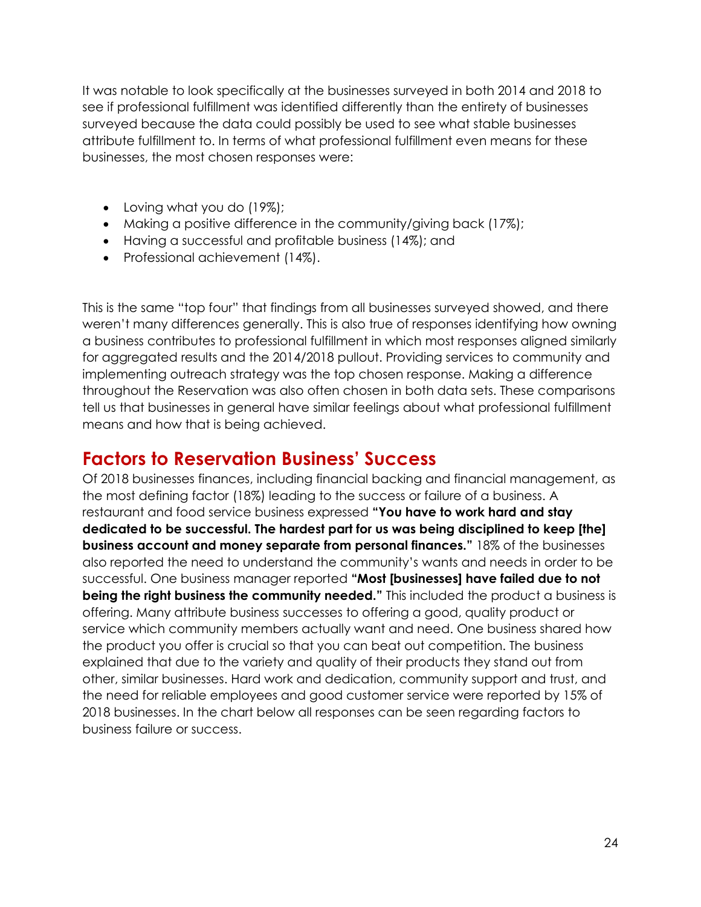It was notable to look specifically at the businesses surveyed in both 2014 and 2018 to see if professional fulfillment was identified differently than the entirety of businesses surveyed because the data could possibly be used to see what stable businesses attribute fulfillment to. In terms of what professional fulfillment even means for these businesses, the most chosen responses were:

- Loving what you do (19%);
- Making a positive difference in the community/giving back (17%);
- Having a successful and profitable business (14%); and
- Professional achievement (14%).

This is the same "top four" that findings from all businesses surveyed showed, and there weren't many differences generally. This is also true of responses identifying how owning a business contributes to professional fulfillment in which most responses aligned similarly for aggregated results and the 2014/2018 pullout. Providing services to community and implementing outreach strategy was the top chosen response. Making a difference throughout the Reservation was also often chosen in both data sets. These comparisons tell us that businesses in general have similar feelings about what professional fulfillment means and how that is being achieved.

## Factors to Reservation Business' Success

Of 2018 businesses finances, including financial backing and financial management, as the most defining factor (18%) leading to the success or failure of a business. A restaurant and food service business expressed **"You have to work hard and stay dedicated to be successful. The hardest part for us was being disciplined to keep [the] business account and money separate from personal finances."** 18% of the businesses also reported the need to understand the community's wants and needs in order to be successful. One business manager reported **"Most [businesses] have failed due to not being the right business the community needed."** This included the product a business is offering. Many attribute business successes to offering a good, quality product or service which community members actually want and need. One business shared how the product you offer is crucial so that you can beat out competition. The business explained that due to the variety and quality of their products they stand out from other, similar businesses. Hard work and dedication, community support and trust, and the need for reliable employees and good customer service were reported by 15% of 2018 businesses. In the chart below all responses can be seen regarding factors to business failure or success.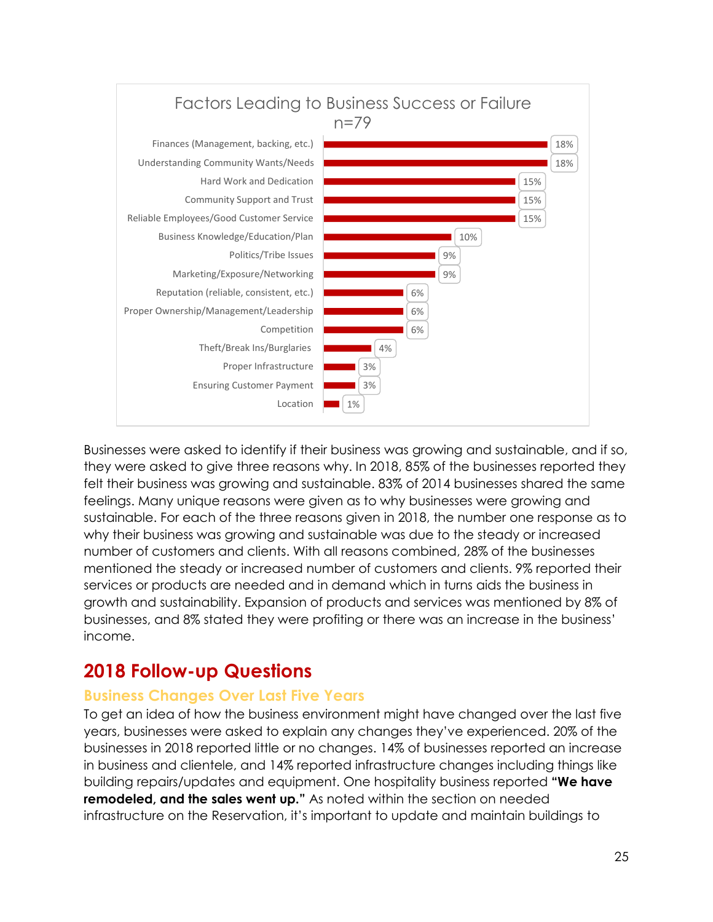**Factors Leading to Business Success or Failure**
**n=79**

| Factor | Percent |
| --- | --- |
| Finances (Management, backing, etc.) | 18% |
| Understanding Community Wants/Needs | 18% |
| Hard Work and Dedication | 15% |
| Community Support and Trust | 15% |
| Reliable Employees/Good Customer Service | 15% |
| Business Knowledge/Education/Plan | 10% |
| Politics/Tribe Issues | 9% |
| Marketing/Exposure/Networking | 9% |
| Reputation (reliable, consistent, etc.) | 6% |
| Proper Ownership/Management/Leadership | 6% |
| Competition | 6% |
| Theft/Break Ins/Burglaries | 4% |
| Proper Infrastructure | 3% |
| Ensuring Customer Payment | 3% |
| Location | 1% |

Businesses were asked to identify if their business was growing and sustainable, and if so, they were asked to give three reasons why. In 2018, 85% of the businesses reported they felt their business was growing and sustainable. 83% of 2014 businesses shared the same feelings. Many unique reasons were given as to why businesses were growing and sustainable. For each of the three reasons given in 2018, the number one response as to why their business was growing and sustainable was due to the steady or increased number of customers and clients. With all reasons combined, 28% of the businesses mentioned the steady or increased number of customers and clients. 9% reported their services or products are needed and in demand which in turns aids the business in growth and sustainability. Expansion of products and services was mentioned by 8% of businesses, and 8% stated they were profiting or there was an increase in the business' income.

## 2018 Follow-up Questions

### Business Changes Over Last Five Years

To get an idea of how the business environment might have changed over the last five years, businesses were asked to explain any changes they've experienced. 20% of the businesses in 2018 reported little or no changes. 14% of businesses reported an increase in business and clientele, and 14% reported infrastructure changes including things like building repairs/updates and equipment. One hospitality business reported **"We have remodeled, and the sales went up."** As noted within the section on needed infrastructure on the Reservation, it's important to update and maintain buildings to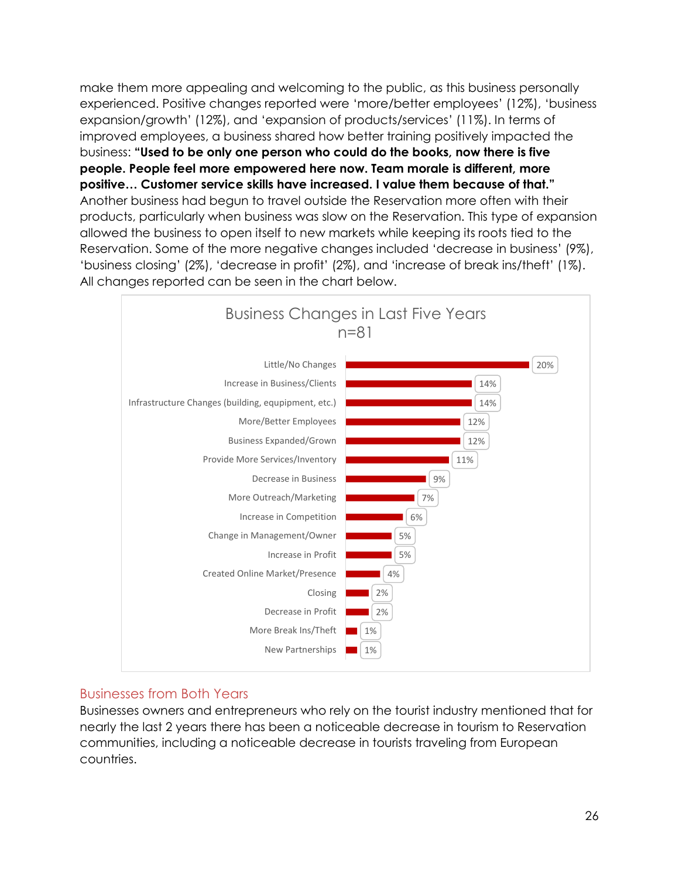make them more appealing and welcoming to the public, as this business personally experienced. Positive changes reported were 'more/better employees' (12%), 'business expansion/growth' (12%), and 'expansion of products/services' (11%). In terms of improved employees, a business shared how better training positively impacted the business: **"Used to be only one person who could do the books, now there is five people. People feel more empowered here now. Team morale is different, more positive… Customer service skills have increased. I value them because of that."** Another business had begun to travel outside the Reservation more often with their products, particularly when business was slow on the Reservation. This type of expansion allowed the business to open itself to new markets while keeping its roots tied to the Reservation. Some of the more negative changes included 'decrease in business' (9%), 'business closing' (2%), 'decrease in profit' (2%), and 'increase of break ins/theft' (1%). All changes reported can be seen in the chart below.

**Business Changes in Last Five Years**
**n=81**

| Change | Percent |
|---|---|
| Little/No Changes | 20% |
| Increase in Business/Clients | 14% |
| Infrastructure Changes (building, equipment, etc.) | 14% |
| More/Better Employees | 12% |
| Business Expanded/Grown | 12% |
| Provide More Services/Inventory | 11% |
| Decrease in Business | 9% |
| More Outreach/Marketing | 7% |
| Increase in Competition | 6% |
| Change in Management/Owner | 5% |
| Increase in Profit | 5% |
| Created Online Market/Presence | 4% |
| Closing | 2% |
| Decrease in Profit | 2% |
| More Break Ins/Theft | 1% |
| New Partnerships | 1% |

## Businesses from Both Years

Businesses owners and entrepreneurs who rely on the tourist industry mentioned that for nearly the last 2 years there has been a noticeable decrease in tourism to Reservation communities, including a noticeable decrease in tourists traveling from European countries.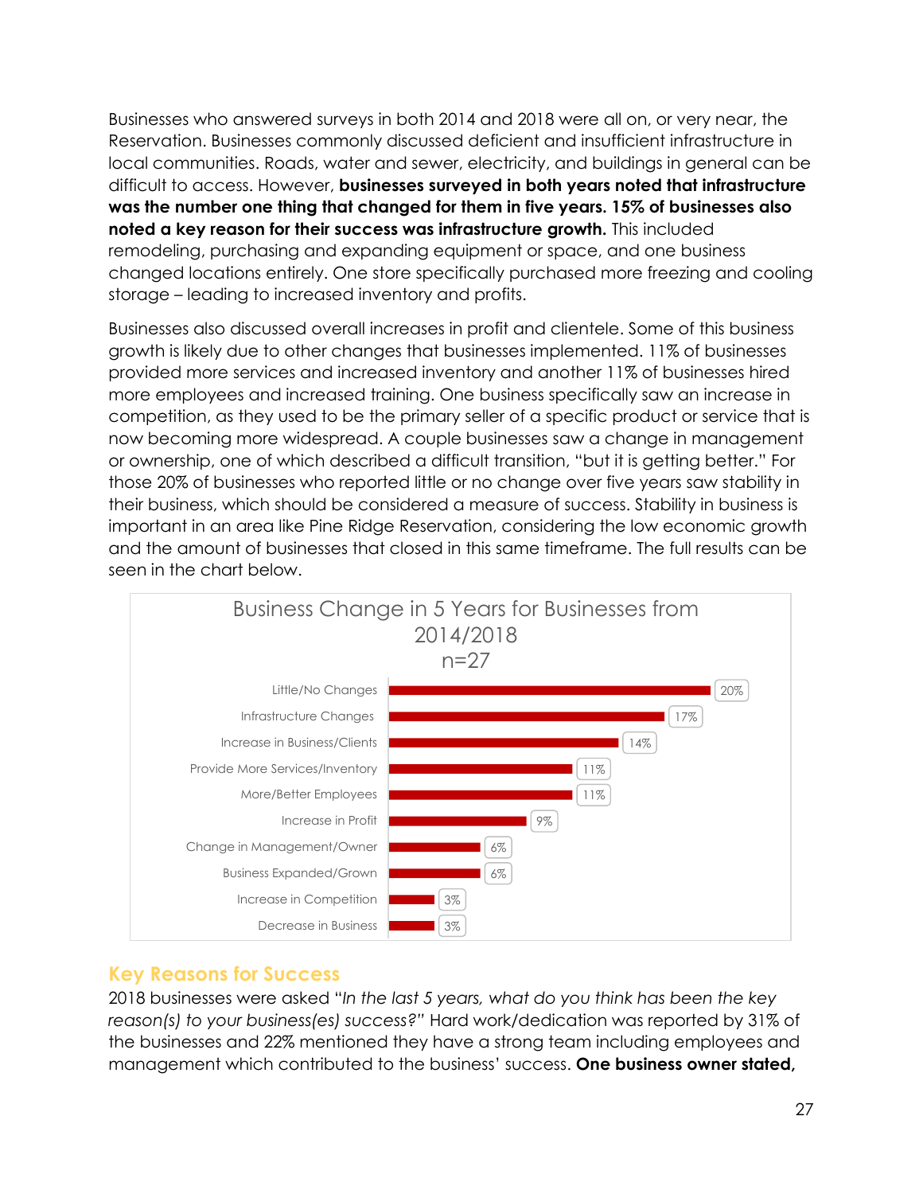Businesses who answered surveys in both 2014 and 2018 were all on, or very near, the Reservation. Businesses commonly discussed deficient and insufficient infrastructure in local communities. Roads, water and sewer, electricity, and buildings in general can be difficult to access. However, **businesses surveyed in both years noted that infrastructure was the number one thing that changed for them in five years. 15% of businesses also noted a key reason for their success was infrastructure growth.** This included remodeling, purchasing and expanding equipment or space, and one business changed locations entirely. One store specifically purchased more freezing and cooling storage – leading to increased inventory and profits.

Businesses also discussed overall increases in profit and clientele. Some of this business growth is likely due to other changes that businesses implemented. 11% of businesses provided more services and increased inventory and another 11% of businesses hired more employees and increased training. One business specifically saw an increase in competition, as they used to be the primary seller of a specific product or service that is now becoming more widespread. A couple businesses saw a change in management or ownership, one of which described a difficult transition, "but it is getting better." For those 20% of businesses who reported little or no change over five years saw stability in their business, which should be considered a measure of success. Stability in business is important in an area like Pine Ridge Reservation, considering the low economic growth and the amount of businesses that closed in this same timeframe. The full results can be seen in the chart below.

**Business Change in 5 Years for Businesses from 2014/2018**
**n=27**

| Change | Percent |
|---|---|
| Little/No Changes | 20% |
| Infrastructure Changes | 17% |
| Increase in Business/Clients | 14% |
| Provide More Services/Inventory | 11% |
| More/Better Employees | 11% |
| Increase in Profit | 9% |
| Change in Management/Owner | 6% |
| Business Expanded/Grown | 6% |
| Increase in Competition | 3% |
| Decrease in Business | 3% |

## Key Reasons for Success

2018 businesses were asked *"In the last 5 years, what do you think has been the key reason(s) to your business(es) success?"* Hard work/dedication was reported by 31% of the businesses and 22% mentioned they have a strong team including employees and management which contributed to the business' success. **One business owner stated,**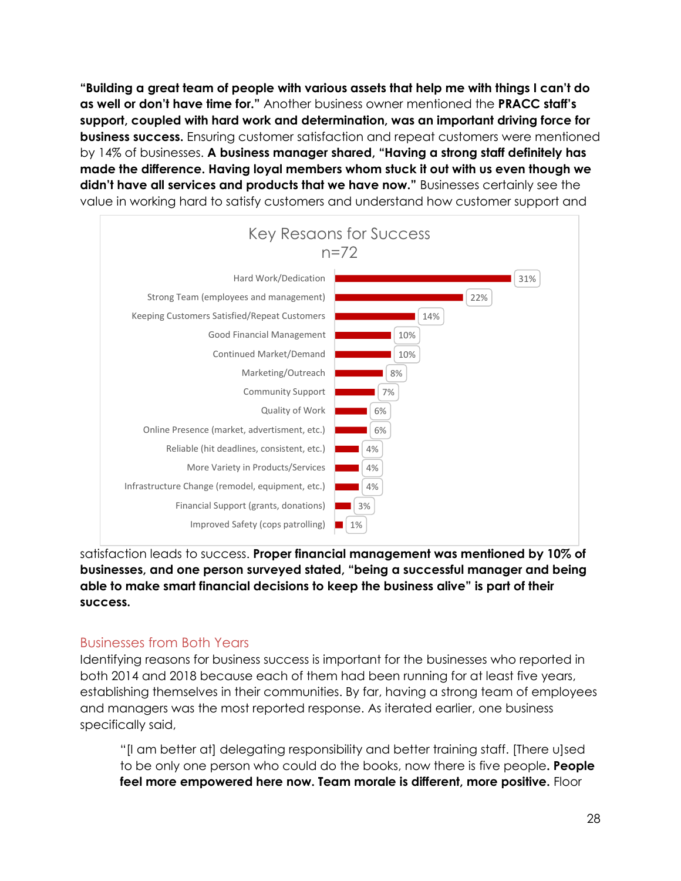**"Building a great team of people with various assets that help me with things I can't do as well or don't have time for."** Another business owner mentioned the **PRACC staff's support, coupled with hard work and determination, was an important driving force for business success.** Ensuring customer satisfaction and repeat customers were mentioned by 14% of businesses. **A business manager shared, "Having a strong staff definitely has made the difference. Having loyal members whom stuck it out with us even though we didn't have all services and products that we have now."** Businesses certainly see the value in working hard to satisfy customers and understand how customer support and

**Key Resaons for Success**
**n=72**

| Reason | Percent |
| --- | --- |
| Hard Work/Dedication | 31% |
| Strong Team (employees and management) | 22% |
| Keeping Customers Satisfied/Repeat Customers | 14% |
| Good Financial Management | 10% |
| Continued Market/Demand | 10% |
| Marketing/Outreach | 8% |
| Community Support | 7% |
| Quality of Work | 6% |
| Online Presence (market, advertisment, etc.) | 6% |
| Reliable (hit deadlines, consistent, etc.) | 4% |
| More Variety in Products/Services | 4% |
| Infrastructure Change (remodel, equipment, etc.) | 4% |
| Financial Support (grants, donations) | 3% |
| Improved Safety (cops patrolling) | 1% |

satisfaction leads to success. **Proper financial management was mentioned by 10% of businesses, and one person surveyed stated, "being a successful manager and being able to make smart financial decisions to keep the business alive" is part of their success.**

## Businesses from Both Years

Identifying reasons for business success is important for the businesses who reported in both 2014 and 2018 because each of them had been running for at least five years, establishing themselves in their communities. By far, having a strong team of employees and managers was the most reported response. As iterated earlier, one business specifically said,

> "[I am better at] delegating responsibility and better training staff. [There u]sed to be only one person who could do the books, now there is five people**. People feel more empowered here now. Team morale is different, more positive.** Floor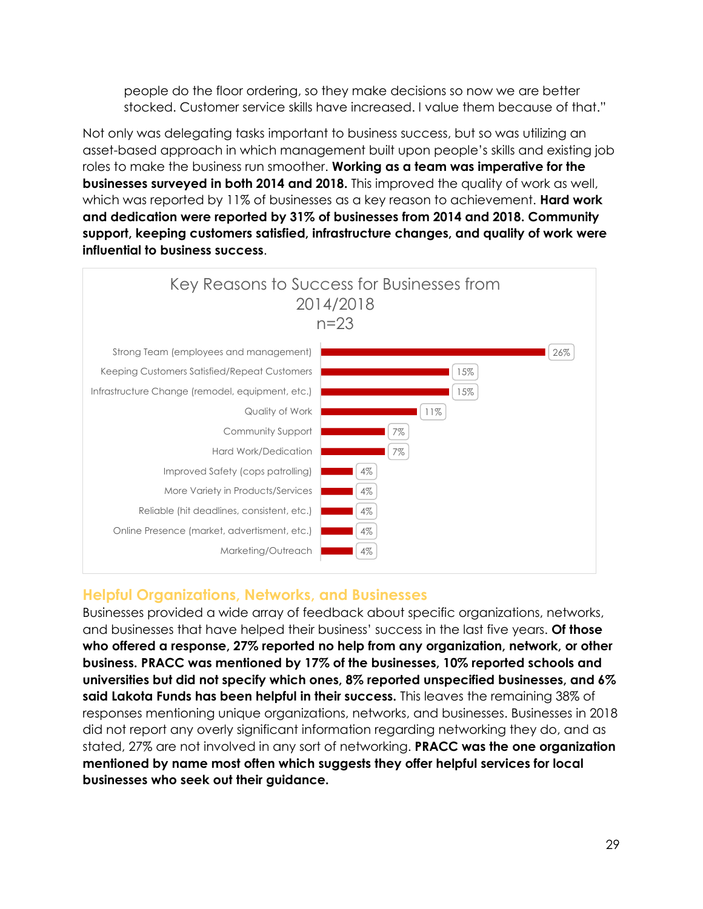people do the floor ordering, so they make decisions so now we are better stocked. Customer service skills have increased. I value them because of that."

Not only was delegating tasks important to business success, but so was utilizing an asset-based approach in which management built upon people's skills and existing job roles to make the business run smoother. **Working as a team was imperative for the businesses surveyed in both 2014 and 2018.** This improved the quality of work as well, which was reported by 11% of businesses as a key reason to achievement. **Hard work and dedication were reported by 31% of businesses from 2014 and 2018. Community support, keeping customers satisfied, infrastructure changes, and quality of work were influential to business success**.

**Key Reasons to Success for Businesses from 2014/2018**
**n=23**

| Reason | Percent |
|---|---|
| Strong Team (employees and management) | 26% |
| Keeping Customers Satisfied/Repeat Customers | 15% |
| Infrastructure Change (remodel, equipment, etc.) | 15% |
| Quality of Work | 11% |
| Community Support | 7% |
| Hard Work/Dedication | 7% |
| Improved Safety (cops patrolling) | 4% |
| More Variety in Products/Services | 4% |
| Reliable (hit deadlines, consistent, etc.) | 4% |
| Online Presence (market, advertisment, etc.) | 4% |
| Marketing/Outreach | 4% |

## Helpful Organizations, Networks, and Businesses

Businesses provided a wide array of feedback about specific organizations, networks, and businesses that have helped their business' success in the last five years. **Of those who offered a response, 27% reported no help from any organization, network, or other business. PRACC was mentioned by 17% of the businesses, 10% reported schools and universities but did not specify which ones, 8% reported unspecified businesses, and 6% said Lakota Funds has been helpful in their success.** This leaves the remaining 38% of responses mentioning unique organizations, networks, and businesses. Businesses in 2018 did not report any overly significant information regarding networking they do, and as stated, 27% are not involved in any sort of networking. **PRACC was the one organization mentioned by name most often which suggests they offer helpful services for local businesses who seek out their guidance.**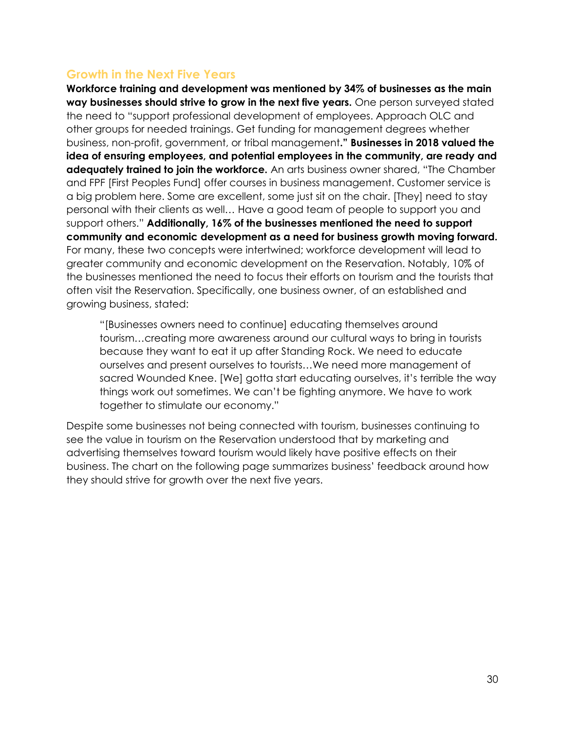## Growth in the Next Five Years

**Workforce training and development was mentioned by 34% of businesses as the main way businesses should strive to grow in the next five years.** One person surveyed stated the need to "support professional development of employees. Approach OLC and other groups for needed trainings. Get funding for management degrees whether business, non-profit, government, or tribal management**." Businesses in 2018 valued the idea of ensuring employees, and potential employees in the community, are ready and adequately trained to join the workforce.** An arts business owner shared, "The Chamber and FPF [First Peoples Fund] offer courses in business management. Customer service is a big problem here. Some are excellent, some just sit on the chair. [They] need to stay personal with their clients as well… Have a good team of people to support you and support others." **Additionally, 16% of the businesses mentioned the need to support community and economic development as a need for business growth moving forward.** For many, these two concepts were intertwined; workforce development will lead to greater community and economic development on the Reservation. Notably, 10% of the businesses mentioned the need to focus their efforts on tourism and the tourists that often visit the Reservation. Specifically, one business owner, of an established and growing business, stated:

> "[Businesses owners need to continue] educating themselves around tourism…creating more awareness around our cultural ways to bring in tourists because they want to eat it up after Standing Rock. We need to educate ourselves and present ourselves to tourists…We need more management of sacred Wounded Knee. [We] gotta start educating ourselves, it's terrible the way things work out sometimes. We can't be fighting anymore. We have to work together to stimulate our economy."

Despite some businesses not being connected with tourism, businesses continuing to see the value in tourism on the Reservation understood that by marketing and advertising themselves toward tourism would likely have positive effects on their business. The chart on the following page summarizes business' feedback around how they should strive for growth over the next five years.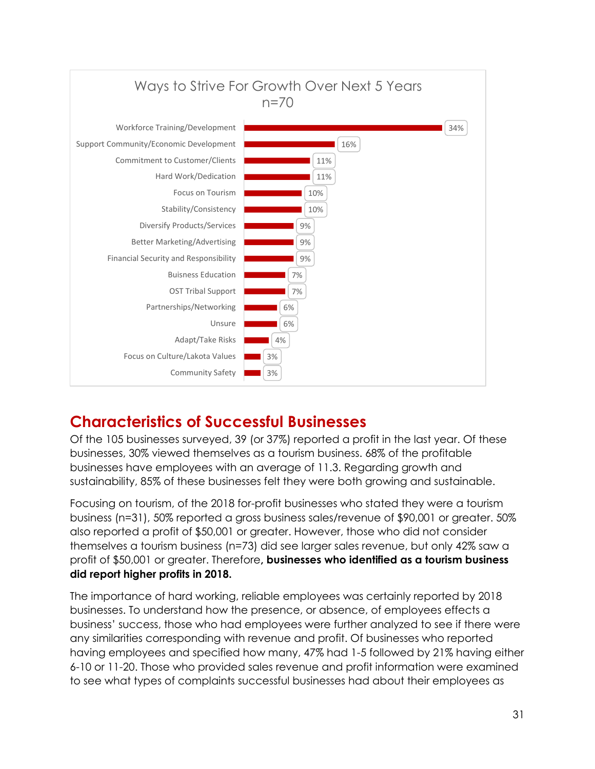**Ways to Strive For Growth Over Next 5 Years**
**n=70**

| Response | Percent |
|---|---|
| Workforce Training/Development | 34% |
| Support Community/Economic Development | 16% |
| Commitment to Customer/Clients | 11% |
| Hard Work/Dedication | 11% |
| Focus on Tourism | 10% |
| Stability/Consistency | 10% |
| Diversify Products/Services | 9% |
| Better Marketing/Advertising | 9% |
| Financial Security and Responsibility | 9% |
| Buisness Education | 7% |
| OST Tribal Support | 7% |
| Partnerships/Networking | 6% |
| Unsure | 6% |
| Adapt/Take Risks | 4% |
| Focus on Culture/Lakota Values | 3% |
| Community Safety | 3% |

## Characteristics of Successful Businesses

Of the 105 businesses surveyed, 39 (or 37%) reported a profit in the last year. Of these businesses, 30% viewed themselves as a tourism business. 68% of the profitable businesses have employees with an average of 11.3. Regarding growth and sustainability, 85% of these businesses felt they were both growing and sustainable.

Focusing on tourism, of the 2018 for-profit businesses who stated they were a tourism business (n=31), 50% reported a gross business sales/revenue of $90,001 or greater. 50% also reported a profit of $50,001 or greater. However, those who did not consider themselves a tourism business (n=73) did see larger sales revenue, but only 42% saw a profit of $50,001 or greater. Therefore, **businesses who identified as a tourism business did report higher profits in 2018.**

The importance of hard working, reliable employees was certainly reported by 2018 businesses. To understand how the presence, or absence, of employees effects a business' success, those who had employees were further analyzed to see if there were any similarities corresponding with revenue and profit. Of businesses who reported having employees and specified how many, 47% had 1-5 followed by 21% having either 6-10 or 11-20. Those who provided sales revenue and profit information were examined to see what types of complaints successful businesses had about their employees as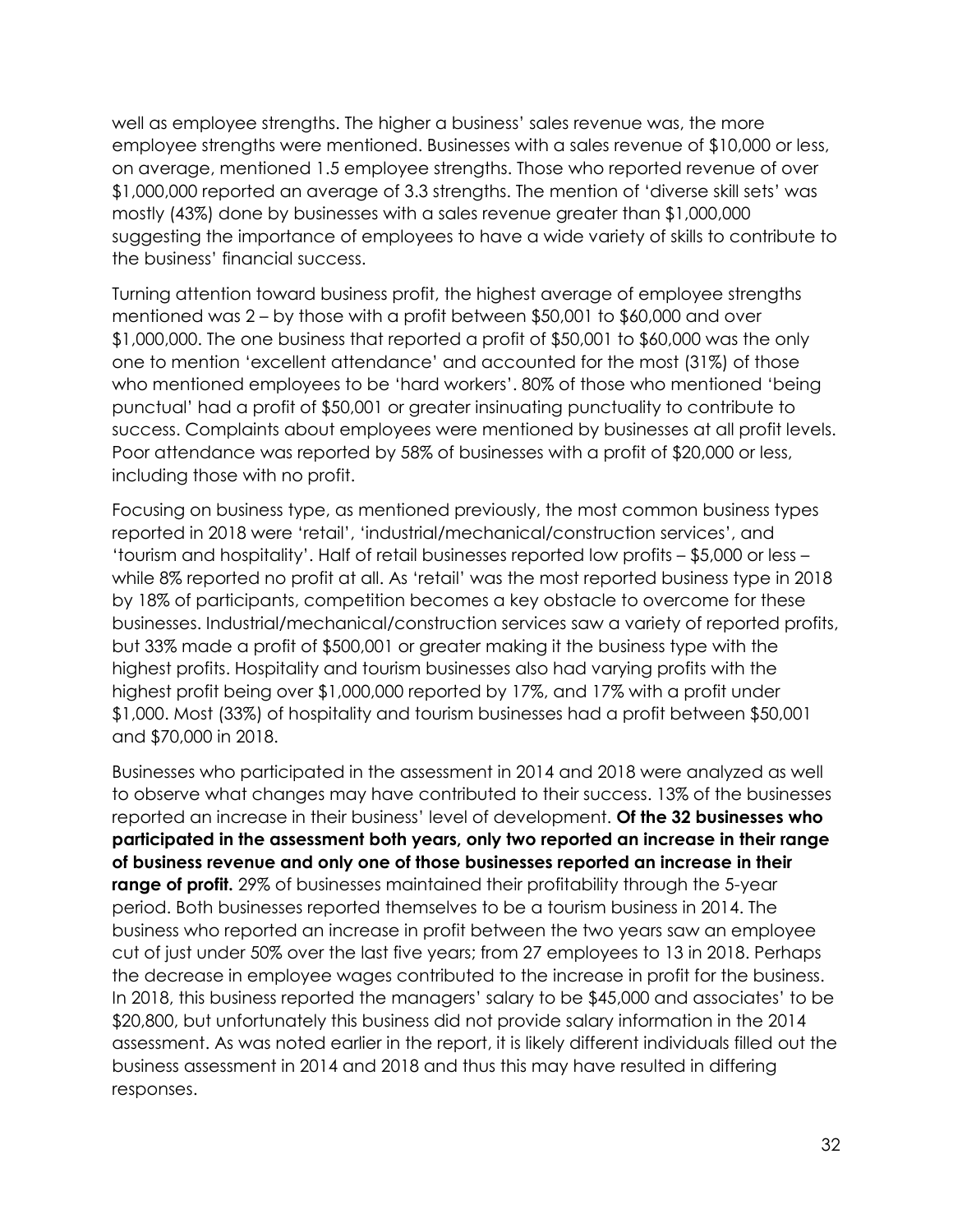well as employee strengths. The higher a business' sales revenue was, the more employee strengths were mentioned. Businesses with a sales revenue of $10,000 or less, on average, mentioned 1.5 employee strengths. Those who reported revenue of over $1,000,000 reported an average of 3.3 strengths. The mention of 'diverse skill sets' was mostly (43%) done by businesses with a sales revenue greater than $1,000,000 suggesting the importance of employees to have a wide variety of skills to contribute to the business' financial success.

Turning attention toward business profit, the highest average of employee strengths mentioned was 2 – by those with a profit between $50,001 to $60,000 and over $1,000,000. The one business that reported a profit of $50,001 to $60,000 was the only one to mention 'excellent attendance' and accounted for the most (31%) of those who mentioned employees to be 'hard workers'. 80% of those who mentioned 'being punctual' had a profit of $50,001 or greater insinuating punctuality to contribute to success. Complaints about employees were mentioned by businesses at all profit levels. Poor attendance was reported by 58% of businesses with a profit of $20,000 or less, including those with no profit.

Focusing on business type, as mentioned previously, the most common business types reported in 2018 were 'retail', 'industrial/mechanical/construction services', and 'tourism and hospitality'. Half of retail businesses reported low profits – $5,000 or less – while 8% reported no profit at all. As 'retail' was the most reported business type in 2018 by 18% of participants, competition becomes a key obstacle to overcome for these businesses. Industrial/mechanical/construction services saw a variety of reported profits, but 33% made a profit of $500,001 or greater making it the business type with the highest profits. Hospitality and tourism businesses also had varying profits with the highest profit being over $1,000,000 reported by 17%, and 17% with a profit under $1,000. Most (33%) of hospitality and tourism businesses had a profit between $50,001 and $70,000 in 2018.

Businesses who participated in the assessment in 2014 and 2018 were analyzed as well to observe what changes may have contributed to their success. 13% of the businesses reported an increase in their business' level of development. **Of the 32 businesses who participated in the assessment both years, only two reported an increase in their range of business revenue and only one of those businesses reported an increase in their range of profit.** 29% of businesses maintained their profitability through the 5-year period. Both businesses reported themselves to be a tourism business in 2014. The business who reported an increase in profit between the two years saw an employee cut of just under 50% over the last five years; from 27 employees to 13 in 2018. Perhaps the decrease in employee wages contributed to the increase in profit for the business. In 2018, this business reported the managers' salary to be $45,000 and associates' to be $20,800, but unfortunately this business did not provide salary information in the 2014 assessment. As was noted earlier in the report, it is likely different individuals filled out the business assessment in 2014 and 2018 and thus this may have resulted in differing responses.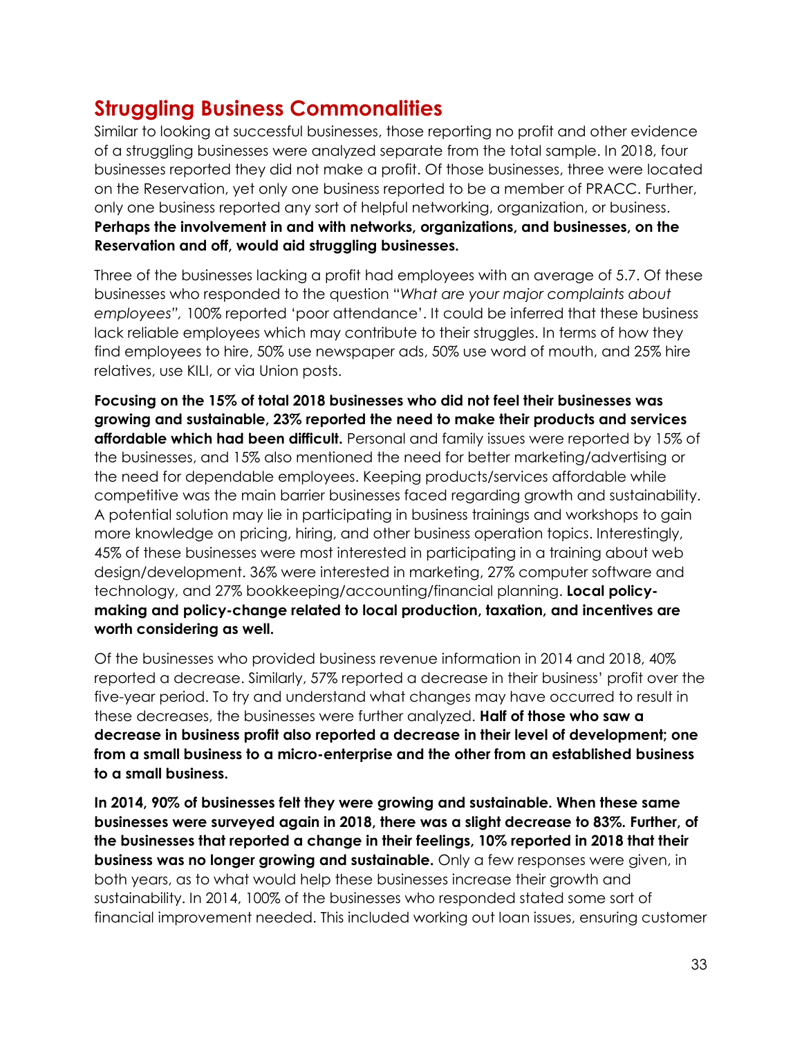## Struggling Business Commonalities

Similar to looking at successful businesses, those reporting no profit and other evidence of a struggling businesses were analyzed separate from the total sample. In 2018, four businesses reported they did not make a profit. Of those businesses, three were located on the Reservation, yet only one business reported to be a member of PRACC. Further, only one business reported any sort of helpful networking, organization, or business. **Perhaps the involvement in and with networks, organizations, and businesses, on the Reservation and off, would aid struggling businesses.**

Three of the businesses lacking a profit had employees with an average of 5.7. Of these businesses who responded to the question "*What are your major complaints about employees",* 100% reported 'poor attendance'. It could be inferred that these business lack reliable employees which may contribute to their struggles. In terms of how they find employees to hire, 50% use newspaper ads, 50% use word of mouth, and 25% hire relatives, use KILI, or via Union posts.

**Focusing on the 15% of total 2018 businesses who did not feel their businesses was growing and sustainable, 23% reported the need to make their products and services affordable which had been difficult.** Personal and family issues were reported by 15% of the businesses, and 15% also mentioned the need for better marketing/advertising or the need for dependable employees. Keeping products/services affordable while competitive was the main barrier businesses faced regarding growth and sustainability. A potential solution may lie in participating in business trainings and workshops to gain more knowledge on pricing, hiring, and other business operation topics. Interestingly, 45% of these businesses were most interested in participating in a training about web design/development. 36% were interested in marketing, 27% computer software and technology, and 27% bookkeeping/accounting/financial planning. **Local policy-making and policy-change related to local production, taxation, and incentives are worth considering as well.**

Of the businesses who provided business revenue information in 2014 and 2018, 40% reported a decrease. Similarly, 57% reported a decrease in their business' profit over the five-year period. To try and understand what changes may have occurred to result in these decreases, the businesses were further analyzed. **Half of those who saw a decrease in business profit also reported a decrease in their level of development; one from a small business to a micro-enterprise and the other from an established business to a small business.**

**In 2014, 90% of businesses felt they were growing and sustainable. When these same businesses were surveyed again in 2018, there was a slight decrease to 83%. Further, of the businesses that reported a change in their feelings, 10% reported in 2018 that their business was no longer growing and sustainable.** Only a few responses were given, in both years, as to what would help these businesses increase their growth and sustainability. In 2014, 100% of the businesses who responded stated some sort of financial improvement needed. This included working out loan issues, ensuring customer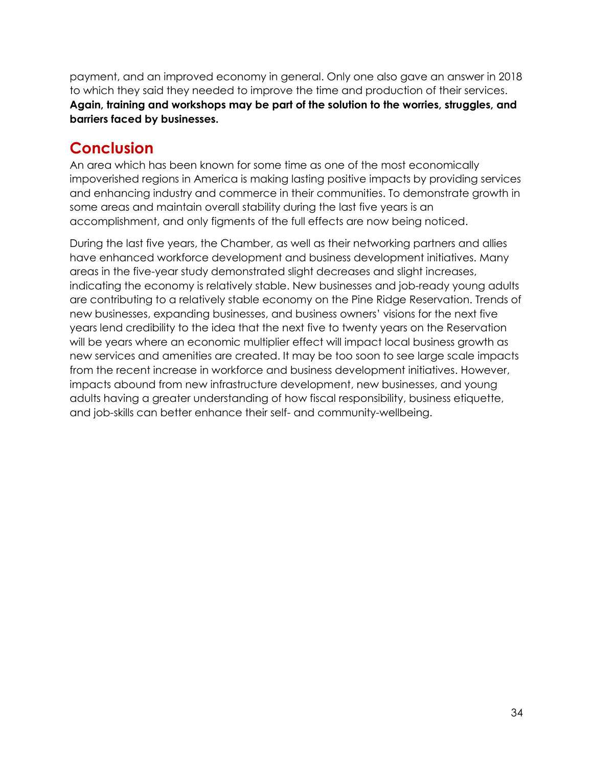payment, and an improved economy in general. Only one also gave an answer in 2018 to which they said they needed to improve the time and production of their services. **Again, training and workshops may be part of the solution to the worries, struggles, and barriers faced by businesses.**

## Conclusion

An area which has been known for some time as one of the most economically impoverished regions in America is making lasting positive impacts by providing services and enhancing industry and commerce in their communities. To demonstrate growth in some areas and maintain overall stability during the last five years is an accomplishment, and only figments of the full effects are now being noticed.

During the last five years, the Chamber, as well as their networking partners and allies have enhanced workforce development and business development initiatives. Many areas in the five-year study demonstrated slight decreases and slight increases, indicating the economy is relatively stable. New businesses and job-ready young adults are contributing to a relatively stable economy on the Pine Ridge Reservation. Trends of new businesses, expanding businesses, and business owners' visions for the next five years lend credibility to the idea that the next five to twenty years on the Reservation will be years where an economic multiplier effect will impact local business growth as new services and amenities are created. It may be too soon to see large scale impacts from the recent increase in workforce and business development initiatives. However, impacts abound from new infrastructure development, new businesses, and young adults having a greater understanding of how fiscal responsibility, business etiquette, and job-skills can better enhance their self- and community-wellbeing.